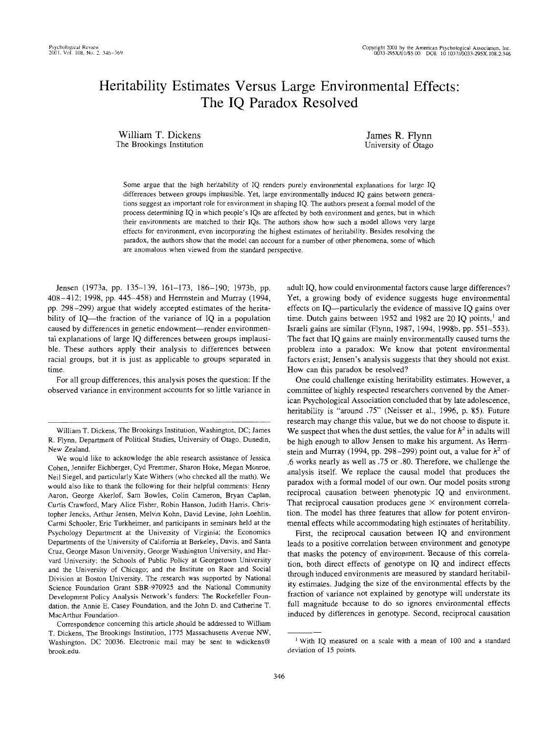# Heritability Estimates Versus Large Environmental Effects: The IQ Paradox Resolved

William T. Dickens
The Brookings Institution

James R. Flynn
University of Otago

Some argue that the high heritability of IQ renders purely environmental explanations for large IQ differences between groups implausible. Yet, large environmentally induced IQ gains between generations suggest an important role for environment in shaping IQ. The authors present a formal model of the process determining IQ in which people's IQs are affected by both environment and genes, but in which their environments are matched to their IQs. The authors show how such a model allows very large effects for environment, even incorporating the highest estimates of heritability. Besides resolving the paradox, the authors show that the model can account for a number of other phenomena, some of which are anomalous when viewed from the standard perspective.

Jensen (1973a, pp. 135–139, 161–173, 186–190; 1973b, pp. 408–412; 1998, pp. 445–458) and Herrnstein and Murray (1994, pp. 298–299) argue that widely accepted estimates of the heritability of IQ—the fraction of the variance of IQ in a population caused by differences in genetic endowment—render environmental explanations of large IQ differences between groups implausible. These authors apply their analysis to differences between racial groups, but it is just as applicable to groups separated in time.

For all group differences, this analysis poses the question: If the observed variance in environment accounts for so little variance in adult IQ, how could environmental factors cause large differences? Yet, a growing body of evidence suggests huge environmental effects on IQ—particularly the evidence of massive IQ gains over time. Dutch gains between 1952 and 1982 are 20 IQ points,[1] and Israeli gains are similar (Flynn, 1987, 1994, 1998b, pp. 551–553). The fact that IQ gains are mainly environmentally caused turns the problem into a paradox: We know that potent environmental factors exist; Jensen's analysis suggests that they should not exist. How can this paradox be resolved?

One could challenge existing heritability estimates. However, a committee of highly respected researchers convened by the American Psychological Association concluded that by late adolescence, heritability is "around .75" (Neisser et al., 1996, p. 85). Future research may change this value, but we do not choose to dispute it. We suspect that when the dust settles, the value for $h^2$ in adults will be high enough to allow Jensen to make his argument. As Herrnstein and Murray (1994, pp. 298–299) point out, a value for $h^2$ of .6 works nearly as well as .75 or .80. Therefore, we challenge the analysis itself. We replace the causal model that produces the paradox with a formal model of our own. Our model posits strong reciprocal causation between phenotypic IQ and environment. That reciprocal causation produces gene × environment correlation. The model has three features that allow for potent environmental effects while accommodating high estimates of heritability.

First, the reciprocal causation between IQ and environment leads to a positive correlation between environment and genotype that masks the potency of environment. Because of this correlation, both direct effects of genotype on IQ and indirect effects through induced environments are measured by standard heritability estimates. Judging the size of the environmental effects by the fraction of variance not explained by genotype will understate its full magnitude because to do so ignores environmental effects induced by differences in genotype. Second, reciprocal causation

---

William T. Dickens, The Brookings Institution, Washington, DC; James R. Flynn, Department of Political Studies, University of Otago, Dunedin, New Zealand.

We would like to acknowledge the able research assistance of Jessica Cohen, Jennifer Eichberger, Cyd Fremmer, Sharon Hoke, Megan Monroe, Neil Siegel, and particularly Kate Withers (who checked all the math). We would also like to thank the following for their helpful comments: Henry Aaron, George Akerlof, Sam Bowles, Colin Cameron, Bryan Caplan, Curtis Crawford, Mary Alice Fisher, Robin Hanson, Judith Harris, Christopher Jencks, Arthur Jensen, Melvin Kohn, David Levine, John Loehlin, Carmi Schooler, Eric Turkheimer, and participants in seminars held at the Psychology Department at the University of Virginia; the Economics Departments of the University of California at Berkeley, Davis, and Santa Cruz, George Mason University, George Washington University, and Harvard University; the Schools of Public Policy at Georgetown University and the University of Chicago; and the Institute on Race and Social Division at Boston University. The research was supported by National Science Foundation Grant SBR-970925 and the National Community Development Policy Analysis Network's funders: The Rockefeller Foundation, the Annie E. Casey Foundation, and the John D. and Catherine T. MacArthur Foundation.

Correspondence concerning this article should be addressed to William T. Dickens, The Brookings Institution, 1775 Massachusetts Avenue NW, Washington, DC 20036. Electronic mail may be sent to wdickens@brook.edu.

[1] With IQ measured on a scale with a mean of 100 and a standard deviation of 15 points.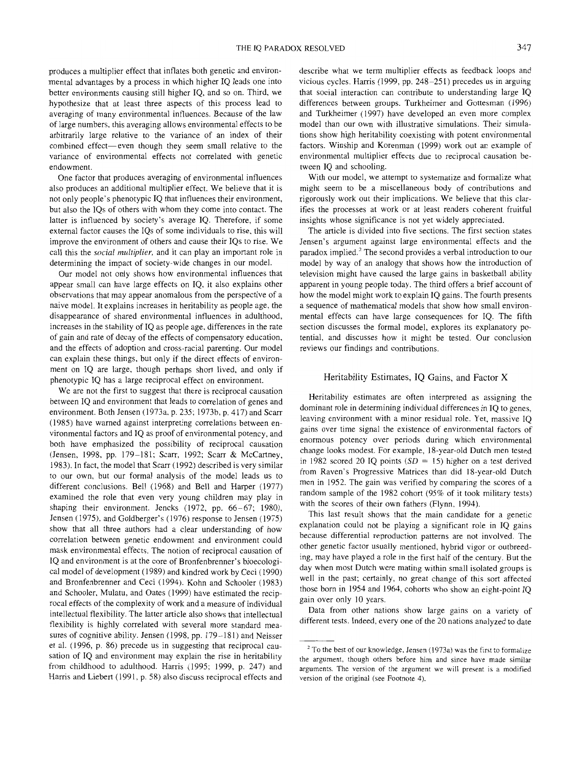produces a multiplier effect that inflates both genetic and environmental advantages by a process in which higher IQ leads one into better environments causing still higher IQ, and so on. Third, we hypothesize that at least three aspects of this process lead to averaging of many environmental influences. Because of the law of large numbers, this averaging allows environmental effects to be arbitrarily large relative to the variance of an index of their combined effect—even though they seem small relative to the variance of environmental effects not correlated with genetic endowment.

One factor that produces averaging of environmental influences also produces an additional multiplier effect. We believe that it is not only people's phenotypic IQ that influences their environment, but also the IQs of others with whom they come into contact. The latter is influenced by society's average IQ. Therefore, if some external factor causes the IQs of some individuals to rise, this will improve the environment of others and cause their IQs to rise. We call this the *social multiplier,* and it can play an important role in determining the impact of society-wide changes in our model.

Our model not only shows how environmental influences that appear small can have large effects on IQ, it also explains other observations that may appear anomalous from the perspective of a naive model. It explains increases in heritability as people age, the disappearance of shared environmental influences in adulthood, increases in the stability of IQ as people age, differences in the rate of gain and rate of decay of the effects of compensatory education, and the effects of adoption and cross-racial parenting. Our model can explain these things, but only if the direct effects of environment on IQ are large, though perhaps short lived, and only if phenotypic IQ has a large reciprocal effect on environment.

We are not the first to suggest that there is reciprocal causation between IQ and environment that leads to correlation of genes and environment. Both Jensen (1973a, p. 235; 1973b, p. 417) and Scarr (1985) have warned against interpreting correlations between environmental factors and IQ as proof of environmental potency, and both have emphasized the possibility of reciprocal causation (Jensen, 1998, pp. 179–181; Scarr, 1992; Scarr & McCartney, 1983). In fact, the model that Scarr (1992) described is very similar to our own, but our formal analysis of the model leads us to different conclusions. Bell (1968) and Bell and Harper (1977) examined the role that even very young children may play in shaping their environment. Jencks (1972, pp. 66–67; 1980), Jensen (1975), and Goldberger's (1976) response to Jensen (1975) show that all three authors had a clear understanding of how correlation between genetic endowment and environment could mask environmental effects. The notion of reciprocal causation of IQ and environment is at the core of Bronfenbrenner's bioecological model of development (1989) and kindred work by Ceci (1990) and Bronfenbrenner and Ceci (1994). Kohn and Schooler (1983) and Schooler, Mulatu, and Oates (1999) have estimated the reciprocal effects of the complexity of work and a measure of individual intellectual flexibility. The latter article also shows that intellectual flexibility is highly correlated with several more standard measures of cognitive ability. Jensen (1998, pp. 179–181) and Neisser et al. (1996, p. 86) precede us in suggesting that reciprocal causation of IQ and environment may explain the rise in heritability from childhood to adulthood. Harris (1995; 1999, p. 247) and Harris and Liebert (1991, p. 58) also discuss reciprocal effects and describe what we term multiplier effects as feedback loops and vicious cycles. Harris (1999, pp. 248–251) precedes us in arguing that social interaction can contribute to understanding large IQ differences between groups. Turkheimer and Gottesman (1996) and Turkheimer (1997) have developed an even more complex model than our own with illustrative simulations. Their simulations show high heritability coexisting with potent environmental factors. Winship and Korenman (1999) work out an example of environmental multiplier effects due to reciprocal causation between IQ and schooling.

With our model, we attempt to systematize and formalize what might seem to be a miscellaneous body of contributions and rigorously work out their implications. We believe that this clarifies the processes at work or at least renders coherent fruitful insights whose significance is not yet widely appreciated.

The article is divided into five sections. The first section states Jensen's argument against large environmental effects and the paradox implied.[2] The second provides a verbal introduction to our model by way of an analogy that shows how the introduction of television might have caused the large gains in basketball ability apparent in young people today. The third offers a brief account of how the model might work to explain IQ gains. The fourth presents a sequence of mathematical models that show how small environmental effects can have large consequences for IQ. The fifth section discusses the formal model, explores its explanatory potential, and discusses how it might be tested. Our conclusion reviews our findings and contributions.

## Heritability Estimates, IQ Gains, and Factor X

Heritability estimates are often interpreted as assigning the dominant role in determining individual differences in IQ to genes, leaving environment with a minor residual role. Yet, massive IQ gains over time signal the existence of environmental factors of enormous potency over periods during which environmental change looks modest. For example, 18-year-old Dutch men tested in 1982 scored 20 IQ points ($SD = 15$) higher on a test derived from Raven's Progressive Matrices than did 18-year-old Dutch men in 1952. The gain was verified by comparing the scores of a random sample of the 1982 cohort (95% of it took military tests) with the scores of their own fathers (Flynn, 1994).

This last result shows that the main candidate for a genetic explanation could not be playing a significant role in IQ gains because differential reproduction patterns are not involved. The other genetic factor usually mentioned, hybrid vigor or outbreeding, may have played a role in the first half of the century. But the day when most Dutch were mating within small isolated groups is well in the past; certainly, no great change of this sort affected those born in 1954 and 1964, cohorts who show an eight-point IQ gain over only 10 years.

Data from other nations show large gains on a variety of different tests. Indeed, every one of the 20 nations analyzed to date

[2] To the best of our knowledge, Jensen (1973a) was the first to formalize the argument, though others before him and since have made similar arguments. The version of the argument we will present is a modified version of the original (see Footnote 4).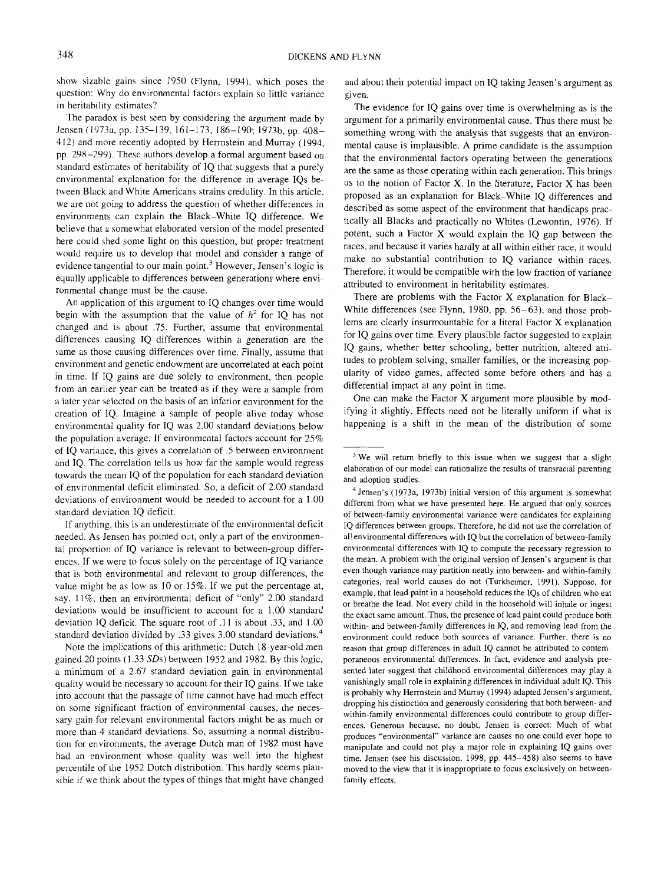show sizable gains since 1950 (Flynn, 1994), which poses the question: Why do environmental factors explain so little variance in heritability estimates?

The paradox is best seen by considering the argument made by Jensen (1973a, pp. 135–139, 161–173, 186–190; 1973b, pp. 408–412) and more recently adopted by Herrnstein and Murray (1994, pp. 298–299). These authors develop a formal argument based on standard estimates of heritability of IQ that suggests that a purely environmental explanation for the difference in average IQs between Black and White Americans strains credulity. In this article, we are not going to address the question of whether differences in environments can explain the Black–White IQ difference. We believe that a somewhat elaborated version of the model presented here could shed some light on this question, but proper treatment would require us to develop that model and consider a range of evidence tangential to our main point.[3] However, Jensen's logic is equally applicable to differences between generations where environmental change must be the cause.

An application of this argument to IQ changes over time would begin with the assumption that the value of $h^2$ for IQ has not changed and is about .75. Further, assume that environmental differences causing IQ differences within a generation are the same as those causing differences over time. Finally, assume that environment and genetic endowment are uncorrelated at each point in time. If IQ gains are due solely to environment, then people from an earlier year can be treated as if they were a sample from a later year selected on the basis of an inferior environment for the creation of IQ. Imagine a sample of people alive today whose environmental quality for IQ was 2.00 standard deviations below the population average. If environmental factors account for 25% of IQ variance, this gives a correlation of .5 between environment and IQ. The correlation tells us how far the sample would regress towards the mean IQ of the population for each standard deviation of environmental deficit eliminated. So, a deficit of 2.00 standard deviations of environment would be needed to account for a 1.00 standard deviation IQ deficit.

If anything, this is an underestimate of the environmental deficit needed. As Jensen has pointed out, only a part of the environmental proportion of IQ variance is relevant to between-group differences. If we were to focus solely on the percentage of IQ variance that is both environmental and relevant to group differences, the value might be as low as 10 or 15%. If we put the percentage at, say, 11%, then an environmental deficit of "only" 2.00 standard deviations would be insufficient to account for a 1.00 standard deviation IQ deficit. The square root of .11 is about .33, and 1.00 standard deviation divided by .33 gives 3.00 standard deviations.[4]

Note the implications of this arithmetic: Dutch 18-year-old men gained 20 points (1.33 *SD*s) between 1952 and 1982. By this logic, a minimum of a 2.67 standard deviation gain in environmental quality would be necessary to account for their IQ gains. If we take into account that the passage of time cannot have had much effect on some significant fraction of environmental causes, the necessary gain for relevant environmental factors might be as much or more than 4 standard deviations. So, assuming a normal distribution for environments, the average Dutch man of 1982 must have had an environment whose quality was well into the highest percentile of the 1952 Dutch distribution. This hardly seems plausible if we think about the types of things that might have changed and about their potential impact on IQ taking Jensen's argument as given.

The evidence for IQ gains over time is overwhelming as is the argument for a primarily environmental cause. Thus there must be something wrong with the analysis that suggests that an environmental cause is implausible. A prime candidate is the assumption that the environmental factors operating between the generations are the same as those operating within each generation. This brings us to the notion of Factor X. In the literature, Factor X has been proposed as an explanation for Black–White IQ differences and described as some aspect of the environment that handicaps practically all Blacks and practically no Whites (Lewontin, 1976). If potent, such a Factor X would explain the IQ gap between the races, and because it varies hardly at all within either race, it would make no substantial contribution to IQ variance within races. Therefore, it would be compatible with the low fraction of variance attributed to environment in heritability estimates.

There are problems with the Factor X explanation for Black–White differences (see Flynn, 1980, pp. 56–63), and those problems are clearly insurmountable for a literal Factor X explanation for IQ gains over time. Every plausible factor suggested to explain IQ gains, whether better schooling, better nutrition, altered attitudes to problem solving, smaller families, or the increasing popularity of video games, affected some before others and has a differential impact at any point in time.

One can make the Factor X argument more plausible by modifying it slightly. Effects need not be literally uniform if what is happening is a shift in the mean of the distribution of some

---

[3] We will return briefly to this issue when we suggest that a slight elaboration of our model can rationalize the results of transracial parenting and adoption studies.

[4] Jensen's (1973a, 1973b) initial version of this argument is somewhat different from what we have presented here. He argued that only sources of between-family environmental variance were candidates for explaining IQ differences between groups. Therefore, he did not use the correlation of all environmental differences with IQ but the correlation of between-family environmental differences with IQ to compute the necessary regression to the mean. A problem with the original version of Jensen's argument is that even though variance may partition neatly into between- and within-family categories, real world causes do not (Turkheimer, 1991). Suppose, for example, that lead paint in a household reduces the IQs of children who eat or breathe the lead. Not every child in the household will inhale or ingest the exact same amount. Thus, the presence of lead paint could produce both within- and between-family differences in IQ, and removing lead from the environment could reduce both sources of variance. Further, there is no reason that group differences in adult IQ cannot be attributed to contemporaneous environmental differences. In fact, evidence and analysis presented later suggest that childhood environmental differences may play a vanishingly small role in explaining differences in individual adult IQ. This is probably why Herrnstein and Murray (1994) adapted Jensen's argument, dropping his distinction and generously considering that both between- and within-family environmental differences could contribute to group differences. Generous because, no doubt, Jensen is correct: Much of what produces "environmental" variance are causes no one could ever hope to manipulate and could not play a major role in explaining IQ gains over time. Jensen (see his discussion, 1998, pp. 445–458) also seems to have moved to the view that it is inappropriate to focus exclusively on between-family effects.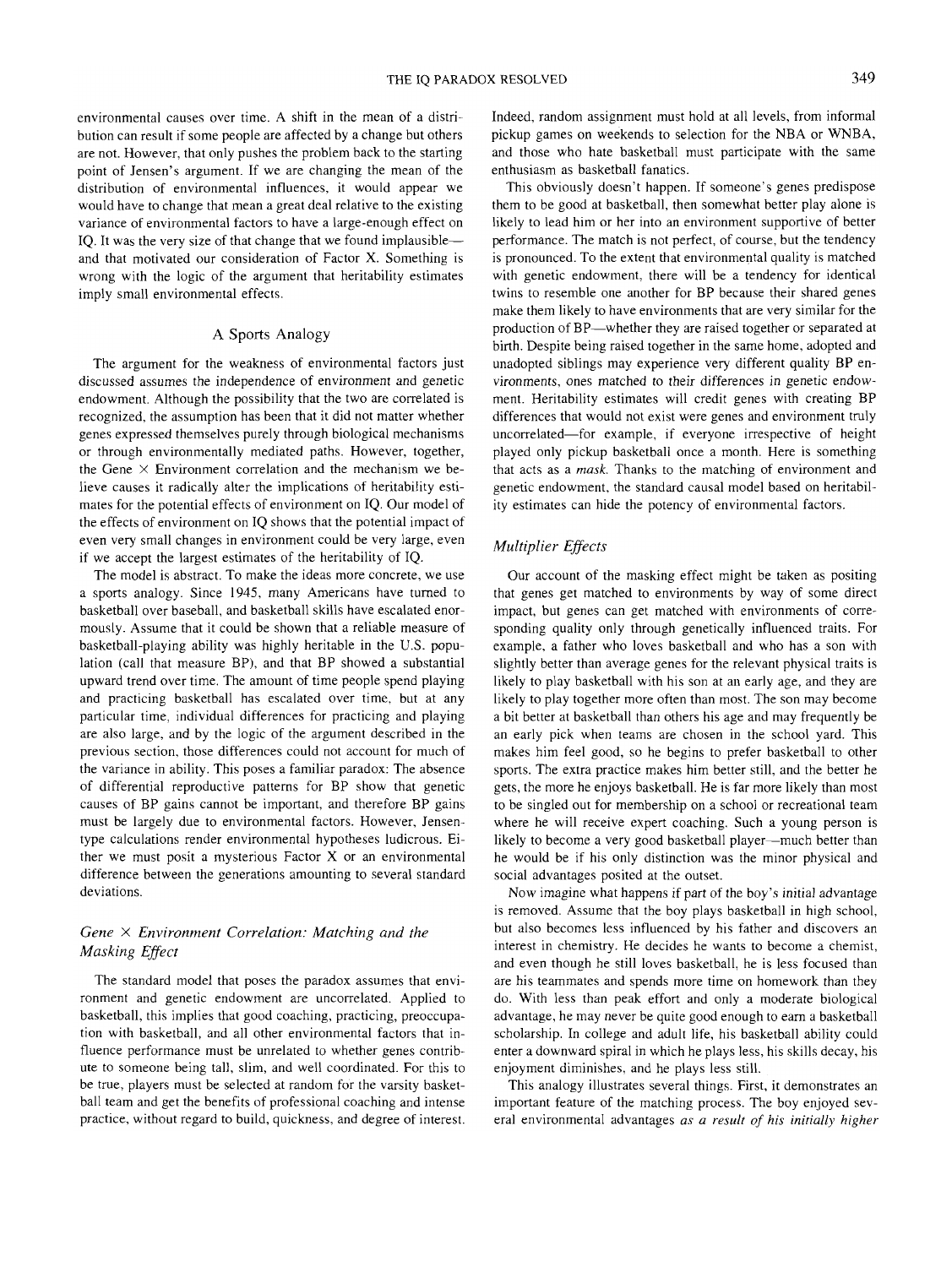environmental causes over time. A shift in the mean of a distribution can result if some people are affected by a change but others are not. However, that only pushes the problem back to the starting point of Jensen's argument. If we are changing the mean of the distribution of environmental influences, it would appear we would have to change that mean a great deal relative to the existing variance of environmental factors to have a large-enough effect on IQ. It was the very size of that change that we found implausible—and that motivated our consideration of Factor X. Something is wrong with the logic of the argument that heritability estimates imply small environmental effects.

## A Sports Analogy

The argument for the weakness of environmental factors just discussed assumes the independence of environment and genetic endowment. Although the possibility that the two are correlated is recognized, the assumption has been that it did not matter whether genes expressed themselves purely through biological mechanisms or through environmentally mediated paths. However, together, the Gene × Environment correlation and the mechanism we believe causes it radically alter the implications of heritability estimates for the potential effects of environment on IQ. Our model of the effects of environment on IQ shows that the potential impact of even very small changes in environment could be very large, even if we accept the largest estimates of the heritability of IQ.

The model is abstract. To make the ideas more concrete, we use a sports analogy. Since 1945, many Americans have turned to basketball over baseball, and basketball skills have escalated enormously. Assume that it could be shown that a reliable measure of basketball-playing ability was highly heritable in the U.S. population (call that measure BP), and that BP showed a substantial upward trend over time. The amount of time people spend playing and practicing basketball has escalated over time, but at any particular time, individual differences for practicing and playing are also large, and by the logic of the argument described in the previous section, those differences could not account for much of the variance in ability. This poses a familiar paradox: The absence of differential reproductive patterns for BP show that genetic causes of BP gains cannot be important, and therefore BP gains must be largely due to environmental factors. However, Jensen-type calculations render environmental hypotheses ludicrous. Either we must posit a mysterious Factor X or an environmental difference between the generations amounting to several standard deviations.

### *Gene × Environment Correlation: Matching and the Masking Effect*

The standard model that poses the paradox assumes that environment and genetic endowment are uncorrelated. Applied to basketball, this implies that good coaching, practicing, preoccupation with basketball, and all other environmental factors that influence performance must be unrelated to whether genes contribute to someone being tall, slim, and well coordinated. For this to be true, players must be selected at random for the varsity basketball team and get the benefits of professional coaching and intense practice, without regard to build, quickness, and degree of interest. Indeed, random assignment must hold at all levels, from informal pickup games on weekends to selection for the NBA or WNBA, and those who hate basketball must participate with the same enthusiasm as basketball fanatics.

This obviously doesn't happen. If someone's genes predispose them to be good at basketball, then somewhat better play alone is likely to lead him or her into an environment supportive of better performance. The match is not perfect, of course, but the tendency is pronounced. To the extent that environmental quality is matched with genetic endowment, there will be a tendency for identical twins to resemble one another for BP because their shared genes make them likely to have environments that are very similar for the production of BP—whether they are raised together or separated at birth. Despite being raised together in the same home, adopted and unadopted siblings may experience very different quality BP environments, ones matched to their differences in genetic endowment. Heritability estimates will credit genes with creating BP differences that would not exist were genes and environment truly uncorrelated—for example, if everyone irrespective of height played only pickup basketball once a month. Here is something that acts as a *mask*. Thanks to the matching of environment and genetic endowment, the standard causal model based on heritability estimates can hide the potency of environmental factors.

### *Multiplier Effects*

Our account of the masking effect might be taken as positing that genes get matched to environments by way of some direct impact, but genes can get matched with environments of corresponding quality only through genetically influenced traits. For example, a father who loves basketball and who has a son with slightly better than average genes for the relevant physical traits is likely to play basketball with his son at an early age, and they are likely to play together more often than most. The son may become a bit better at basketball than others his age and may frequently be an early pick when teams are chosen in the school yard. This makes him feel good, so he begins to prefer basketball to other sports. The extra practice makes him better still, and the better he gets, the more he enjoys basketball. He is far more likely than most to be singled out for membership on a school or recreational team where he will receive expert coaching. Such a young person is likely to become a very good basketball player—much better than he would be if his only distinction was the minor physical and social advantages posited at the outset.

Now imagine what happens if part of the boy's initial advantage is removed. Assume that the boy plays basketball in high school, but also becomes less influenced by his father and discovers an interest in chemistry. He decides he wants to become a chemist, and even though he still loves basketball, he is less focused than are his teammates and spends more time on homework than they do. With less than peak effort and only a moderate biological advantage, he may never be quite good enough to earn a basketball scholarship. In college and adult life, his basketball ability could enter a downward spiral in which he plays less, his skills decay, his enjoyment diminishes, and he plays less still.

This analogy illustrates several things. First, it demonstrates an important feature of the matching process. The boy enjoyed several environmental advantages *as a result of his initially higher*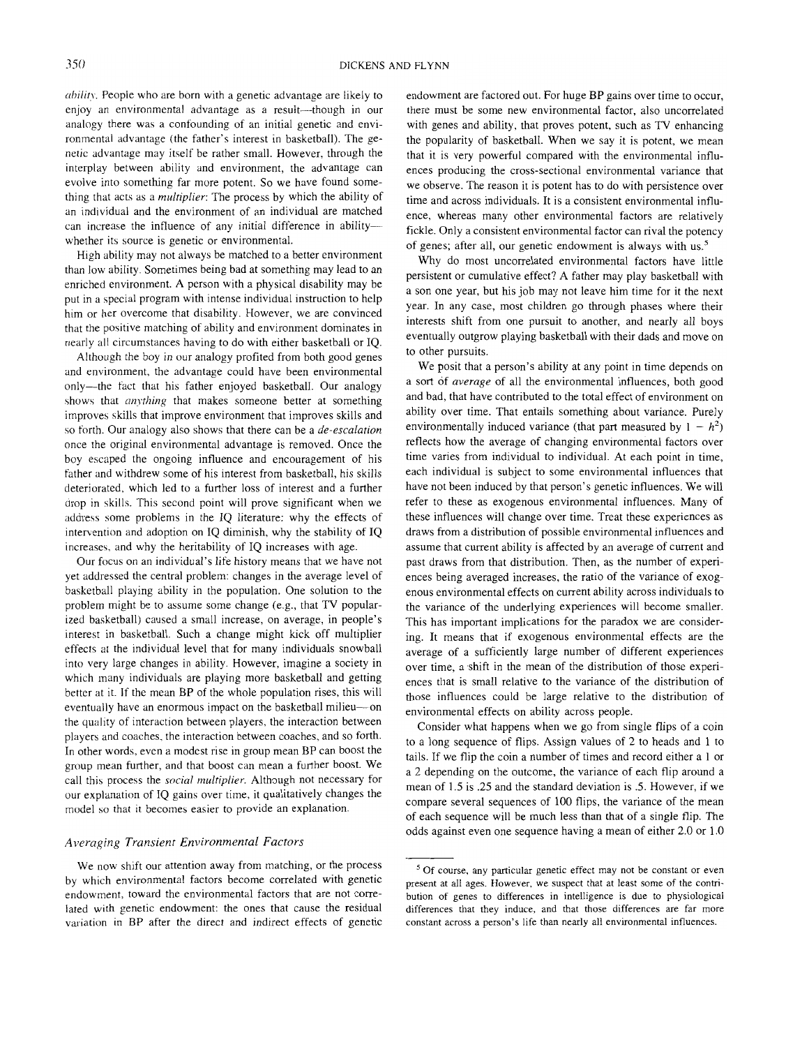*ability*. People who are born with a genetic advantage are likely to enjoy an environmental advantage as a result—though in our analogy there was a confounding of an initial genetic and environmental advantage (the father's interest in basketball). The genetic advantage may itself be rather small. However, through the interplay between ability and environment, the advantage can evolve into something far more potent. So we have found something that acts as a *multiplier*: The process by which the ability of an individual and the environment of an individual are matched can increase the influence of any initial difference in ability—whether its source is genetic or environmental.

High ability may not always be matched to a better environment than low ability. Sometimes being bad at something may lead to an enriched environment. A person with a physical disability may be put in a special program with intense individual instruction to help him or her overcome that disability. However, we are convinced that the positive matching of ability and environment dominates in nearly all circumstances having to do with either basketball or IQ.

Although the boy in our analogy profited from both good genes and environment, the advantage could have been environmental only—the fact that his father enjoyed basketball. Our analogy shows that *anything* that makes someone better at something improves skills that improve environment that improves skills and so forth. Our analogy also shows that there can be a *de-escalation* once the original environmental advantage is removed. Once the boy escaped the ongoing influence and encouragement of his father and withdrew some of his interest from basketball, his skills deteriorated, which led to a further loss of interest and a further drop in skills. This second point will prove significant when we address some problems in the IQ literature: why the effects of intervention and adoption on IQ diminish, why the stability of IQ increases, and why the heritability of IQ increases with age.

Our focus on an individual's life history means that we have not yet addressed the central problem: changes in the average level of basketball playing ability in the population. One solution to the problem might be to assume some change (e.g., that TV popularized basketball) caused a small increase, on average, in people's interest in basketball. Such a change might kick off multiplier effects at the individual level that for many individuals snowball into very large changes in ability. However, imagine a society in which many individuals are playing more basketball and getting better at it. If the mean BP of the whole population rises, this will eventually have an enormous impact on the basketball milieu—on the quality of interaction between players, the interaction between players and coaches, the interaction between coaches, and so forth. In other words, even a modest rise in group mean BP can boost the group mean further, and that boost can mean a further boost. We call this process the *social multiplier*. Although not necessary for our explanation of IQ gains over time, it qualitatively changes the model so that it becomes easier to provide an explanation.

### *Averaging Transient Environmental Factors*

We now shift our attention away from matching, or the process by which environmental factors become correlated with genetic endowment, toward the environmental factors that are not correlated with genetic endowment: the ones that cause the residual variation in BP after the direct and indirect effects of genetic endowment are factored out. For huge BP gains over time to occur, there must be some new environmental factor, also uncorrelated with genes and ability, that proves potent, such as TV enhancing the popularity of basketball. When we say it is potent, we mean that it is very powerful compared with the environmental influences producing the cross-sectional environmental variance that we observe. The reason it is potent has to do with persistence over time and across individuals. It is a consistent environmental influence, whereas many other environmental factors are relatively fickle. Only a consistent environmental factor can rival the potency of genes; after all, our genetic endowment is always with us.[5]

Why do most uncorrelated environmental factors have little persistent or cumulative effect? A father may play basketball with a son one year, but his job may not leave him time for it the next year. In any case, most children go through phases where their interests shift from one pursuit to another, and nearly all boys eventually outgrow playing basketball with their dads and move on to other pursuits.

We posit that a person's ability at any point in time depends on a sort of *average* of all the environmental influences, both good and bad, that have contributed to the total effect of environment on ability over time. That entails something about variance. Purely environmentally induced variance (that part measured by $1 - h^2$) reflects how the average of changing environmental factors over time varies from individual to individual. At each point in time, each individual is subject to some environmental influences that have not been induced by that person's genetic influences. We will refer to these as exogenous environmental influences. Many of these influences will change over time. Treat these experiences as draws from a distribution of possible environmental influences and assume that current ability is affected by an average of current and past draws from that distribution. Then, as the number of experiences being averaged increases, the ratio of the variance of exogenous environmental effects on current ability across individuals to the variance of the underlying experiences will become smaller. This has important implications for the paradox we are considering. It means that if exogenous environmental effects are the average of a sufficiently large number of different experiences over time, a shift in the mean of the distribution of those experiences that is small relative to the variance of the distribution of those influences could be large relative to the distribution of environmental effects on ability across people.

Consider what happens when we go from single flips of a coin to a long sequence of flips. Assign values of 2 to heads and 1 to tails. If we flip the coin a number of times and record either a 1 or a 2 depending on the outcome, the variance of each flip around a mean of 1.5 is .25 and the standard deviation is .5. However, if we compare several sequences of 100 flips, the variance of the mean of each sequence will be much less than that of a single flip. The odds against even one sequence having a mean of either 2.0 or 1.0

[5] Of course, any particular genetic effect may not be constant or even present at all ages. However, we suspect that at least some of the contribution of genes to differences in intelligence is due to physiological differences that they induce, and that those differences are far more constant across a person's life than nearly all environmental influences.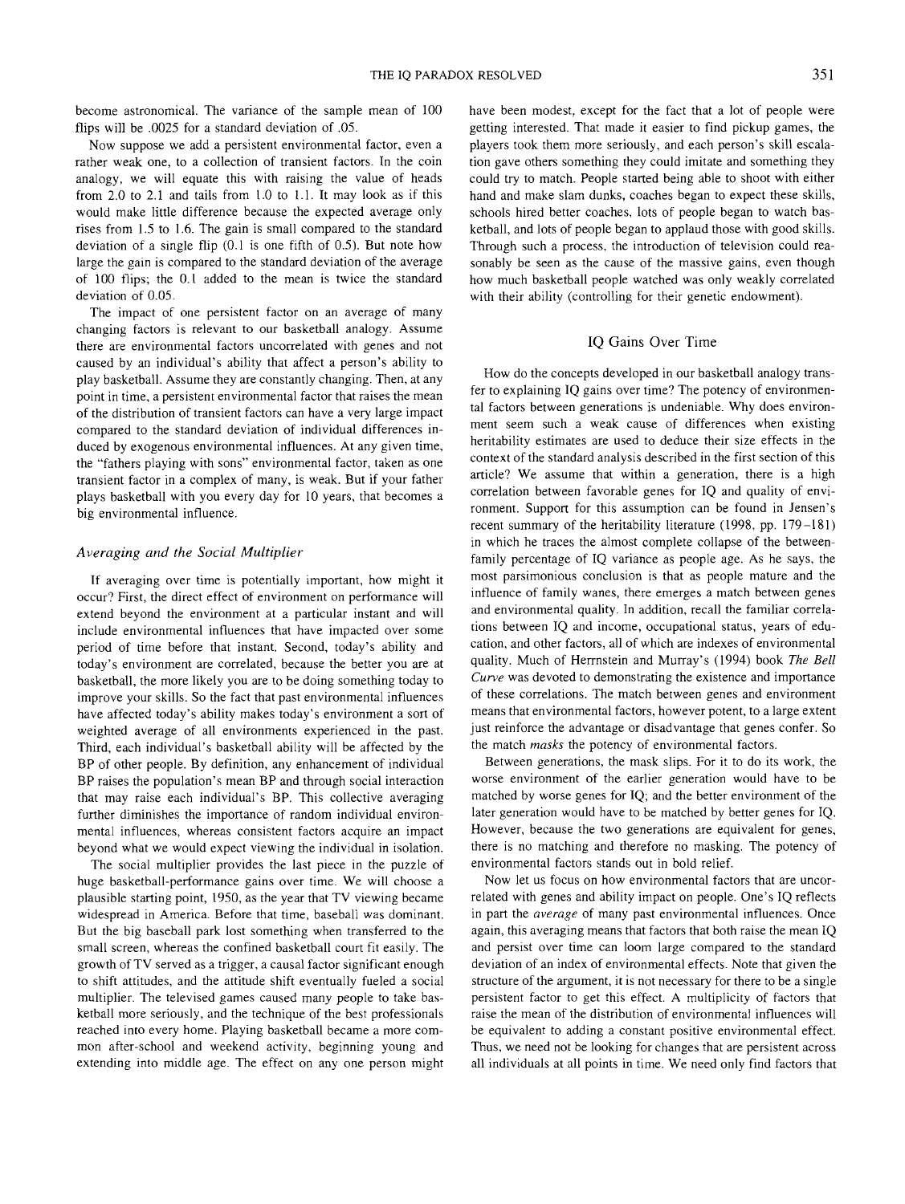become astronomical. The variance of the sample mean of 100 flips will be .0025 for a standard deviation of .05.

Now suppose we add a persistent environmental factor, even a rather weak one, to a collection of transient factors. In the coin analogy, we will equate this with raising the value of heads from 2.0 to 2.1 and tails from 1.0 to 1.1. It may look as if this would make little difference because the expected average only rises from 1.5 to 1.6. The gain is small compared to the standard deviation of a single flip (0.1 is one fifth of 0.5). But note how large the gain is compared to the standard deviation of the average of 100 flips; the 0.1 added to the mean is twice the standard deviation of 0.05.

The impact of one persistent factor on an average of many changing factors is relevant to our basketball analogy. Assume there are environmental factors uncorrelated with genes and not caused by an individual's ability that affect a person's ability to play basketball. Assume they are constantly changing. Then, at any point in time, a persistent environmental factor that raises the mean of the distribution of transient factors can have a very large impact compared to the standard deviation of individual differences induced by exogenous environmental influences. At any given time, the "fathers playing with sons" environmental factor, taken as one transient factor in a complex of many, is weak. But if your father plays basketball with you every day for 10 years, that becomes a big environmental influence.

### *Averaging and the Social Multiplier*

If averaging over time is potentially important, how might it occur? First, the direct effect of environment on performance will extend beyond the environment at a particular instant and will include environmental influences that have impacted over some period of time before that instant. Second, today's ability and today's environment are correlated, because the better you are at basketball, the more likely you are to be doing something today to improve your skills. So the fact that past environmental influences have affected today's ability makes today's environment a sort of weighted average of all environments experienced in the past. Third, each individual's basketball ability will be affected by the BP of other people. By definition, any enhancement of individual BP raises the population's mean BP and through social interaction that may raise each individual's BP. This collective averaging further diminishes the importance of random individual environmental influences, whereas consistent factors acquire an impact beyond what we would expect viewing the individual in isolation.

The social multiplier provides the last piece in the puzzle of huge basketball-performance gains over time. We will choose a plausible starting point, 1950, as the year that TV viewing became widespread in America. Before that time, baseball was dominant. But the big baseball park lost something when transferred to the small screen, whereas the confined basketball court fit easily. The growth of TV served as a trigger, a causal factor significant enough to shift attitudes, and the attitude shift eventually fueled a social multiplier. The televised games caused many people to take basketball more seriously, and the technique of the best professionals reached into every home. Playing basketball became a more common after-school and weekend activity, beginning young and extending into middle age. The effect on any one person might have been modest, except for the fact that a lot of people were getting interested. That made it easier to find pickup games, the players took them more seriously, and each person's skill escalation gave others something they could imitate and something they could try to match. People started being able to shoot with either hand and make slam dunks, coaches began to expect these skills, schools hired better coaches, lots of people began to watch basketball, and lots of people began to applaud those with good skills. Through such a process, the introduction of television could reasonably be seen as the cause of the massive gains, even though how much basketball people watched was only weakly correlated with their ability (controlling for their genetic endowment).

## IQ Gains Over Time

How do the concepts developed in our basketball analogy transfer to explaining IQ gains over time? The potency of environmental factors between generations is undeniable. Why does environment seem such a weak cause of differences when existing heritability estimates are used to deduce their size effects in the context of the standard analysis described in the first section of this article? We assume that within a generation, there is a high correlation between favorable genes for IQ and quality of environment. Support for this assumption can be found in Jensen's recent summary of the heritability literature (1998, pp. 179–181) in which he traces the almost complete collapse of the between-family percentage of IQ variance as people age. As he says, the most parsimonious conclusion is that as people mature and the influence of family wanes, there emerges a match between genes and environmental quality. In addition, recall the familiar correlations between IQ and income, occupational status, years of education, and other factors, all of which are indexes of environmental quality. Much of Herrnstein and Murray's (1994) book *The Bell Curve* was devoted to demonstrating the existence and importance of these correlations. The match between genes and environment means that environmental factors, however potent, to a large extent just reinforce the advantage or disadvantage that genes confer. So the match *masks* the potency of environmental factors.

Between generations, the mask slips. For it to do its work, the worse environment of the earlier generation would have to be matched by worse genes for IQ; and the better environment of the later generation would have to be matched by better genes for IQ. However, because the two generations are equivalent for genes, there is no matching and therefore no masking. The potency of environmental factors stands out in bold relief.

Now let us focus on how environmental factors that are uncorrelated with genes and ability impact on people. One's IQ reflects in part the *average* of many past environmental influences. Once again, this averaging means that factors that both raise the mean IQ and persist over time can loom large compared to the standard deviation of an index of environmental effects. Note that given the structure of the argument, it is not necessary for there to be a single persistent factor to get this effect. A multiplicity of factors that raise the mean of the distribution of environmental influences will be equivalent to adding a constant positive environmental effect. Thus, we need not be looking for changes that are persistent across all individuals at all points in time. We need only find factors that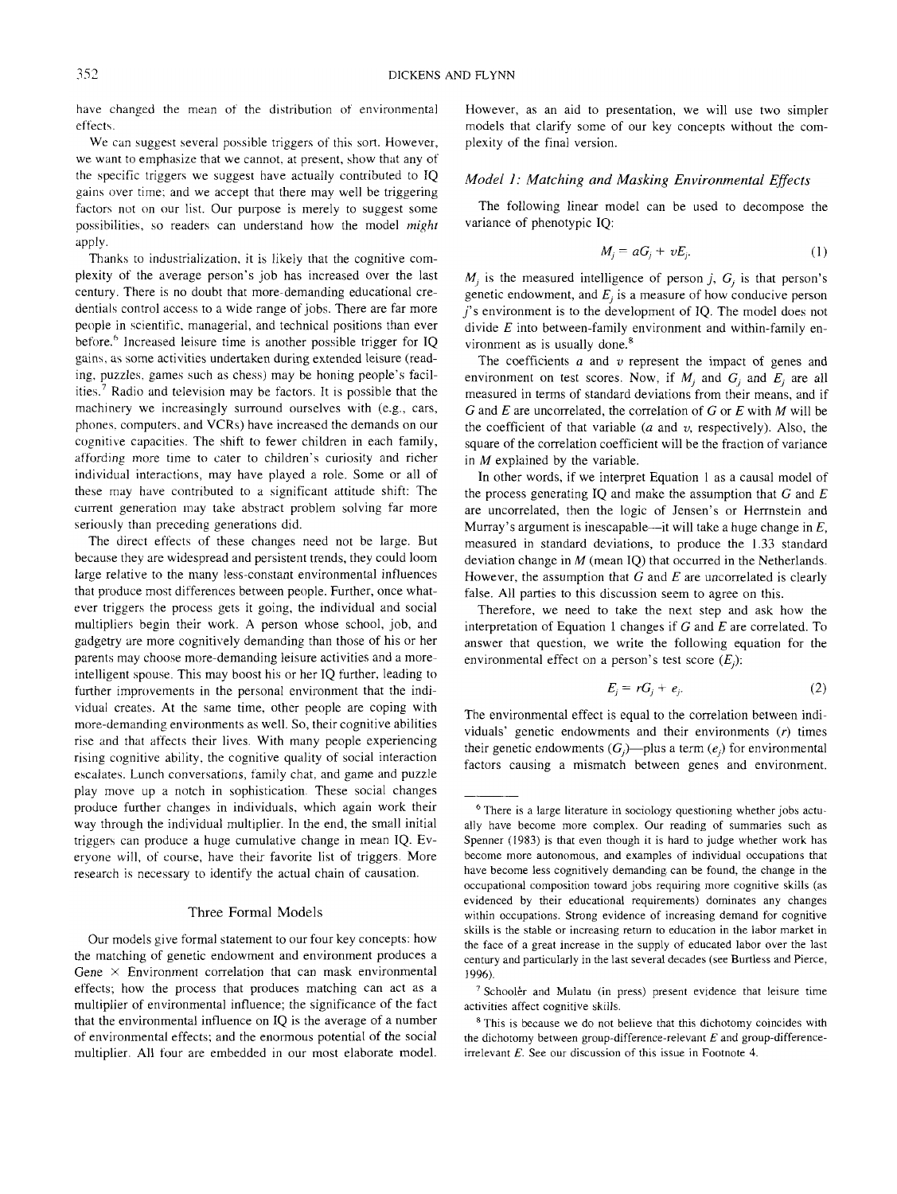have changed the mean of the distribution of environmental effects.

We can suggest several possible triggers of this sort. However, we want to emphasize that we cannot, at present, show that any of the specific triggers we suggest have actually contributed to IQ gains over time; and we accept that there may well be triggering factors not on our list. Our purpose is merely to suggest some possibilities, so readers can understand how the model *might* apply.

Thanks to industrialization, it is likely that the cognitive complexity of the average person's job has increased over the last century. There is no doubt that more-demanding educational credentials control access to a wide range of jobs. There are far more people in scientific, managerial, and technical positions than ever before.[6] Increased leisure time is another possible trigger for IQ gains, as some activities undertaken during extended leisure (reading, puzzles, games such as chess) may be honing people's facilities.[7] Radio and television may be factors. It is possible that the machinery we increasingly surround ourselves with (e.g., cars, phones, computers, and VCRs) have increased the demands on our cognitive capacities. The shift to fewer children in each family, affording more time to cater to children's curiosity and richer individual interactions, may have played a role. Some or all of these may have contributed to a significant attitude shift: The current generation may take abstract problem solving far more seriously than preceding generations did.

The direct effects of these changes need not be large. But because they are widespread and persistent trends, they could loom large relative to the many less-constant environmental influences that produce most differences between people. Further, once whatever triggers the process gets it going, the individual and social multipliers begin their work. A person whose school, job, and gadgetry are more cognitively demanding than those of his or her parents may choose more-demanding leisure activities and a more-intelligent spouse. This may boost his or her IQ further, leading to further improvements in the personal environment that the individual creates. At the same time, other people are coping with more-demanding environments as well. So, their cognitive abilities rise and that affects their lives. With many people experiencing rising cognitive ability, the cognitive quality of social interaction escalates. Lunch conversations, family chat, and game and puzzle play move up a notch in sophistication. These social changes produce further changes in individuals, which again work their way through the individual multiplier. In the end, the small initial triggers can produce a huge cumulative change in mean IQ. Everyone will, of course, have their favorite list of triggers. More research is necessary to identify the actual chain of causation.

## Three Formal Models

Our models give formal statement to our four key concepts: how the matching of genetic endowment and environment produces a Gene × Environment correlation that can mask environmental effects; how the process that produces matching can act as a multiplier of environmental influence; the significance of the fact that the environmental influence on IQ is the average of a number of environmental effects; and the enormous potential of the social multiplier. All four are embedded in our most elaborate model. However, as an aid to presentation, we will use two simpler models that clarify some of our key concepts without the complexity of the final version.

### *Model 1: Matching and Masking Environmental Effects*

The following linear model can be used to decompose the variance of phenotypic IQ:

$$M_j = aG_j + vE_j. \tag{1}$$

$M_j$ is the measured intelligence of person $j$, $G_j$ is that person's genetic endowment, and $E_j$ is a measure of how conducive person $j$'s environment is to the development of IQ. The model does not divide $E$ into between-family environment and within-family environment as is usually done.[8]

The coefficients $a$ and $v$ represent the impact of genes and environment on test scores. Now, if $M_j$ and $G_j$ and $E_j$ are all measured in terms of standard deviations from their means, and if $G$ and $E$ are uncorrelated, the correlation of $G$ or $E$ with $M$ will be the coefficient of that variable ($a$ and $v$, respectively). Also, the square of the correlation coefficient will be the fraction of variance in $M$ explained by the variable.

In other words, if we interpret Equation 1 as a causal model of the process generating IQ and make the assumption that $G$ and $E$ are uncorrelated, then the logic of Jensen's or Herrnstein and Murray's argument is inescapable—it will take a huge change in $E$, measured in standard deviations, to produce the 1.33 standard deviation change in $M$ (mean IQ) that occurred in the Netherlands. However, the assumption that $G$ and $E$ are uncorrelated is clearly false. All parties to this discussion seem to agree on this.

Therefore, we need to take the next step and ask how the interpretation of Equation 1 changes if $G$ and $E$ are correlated. To answer that question, we write the following equation for the environmental effect on a person's test score ($E_j$):

$$E_j = rG_j + e_j. \tag{2}$$

The environmental effect is equal to the correlation between individuals' genetic endowments and their environments ($r$) times their genetic endowments ($G_j$)—plus a term ($e_j$) for environmental factors causing a mismatch between genes and environment.

---

[6] There is a large literature in sociology questioning whether jobs actually have become more complex. Our reading of summaries such as Spenner (1983) is that even though it is hard to judge whether work has become more autonomous, and examples of individual occupations that have become less cognitively demanding can be found, the change in the occupational composition toward jobs requiring more cognitive skills (as evidenced by their educational requirements) dominates any changes within occupations. Strong evidence of increasing demand for cognitive skills is the stable or increasing return to education in the labor market in the face of a great increase in the supply of educated labor over the last century and particularly in the last several decades (see Burtless and Pierce, 1996).

[7] Schooler and Mulatu (in press) present evidence that leisure time activities affect cognitive skills.

[8] This is because we do not believe that this dichotomy coincides with the dichotomy between group-difference-relevant $E$ and group-difference-irrelevant $E$. See our discussion of this issue in Footnote 4.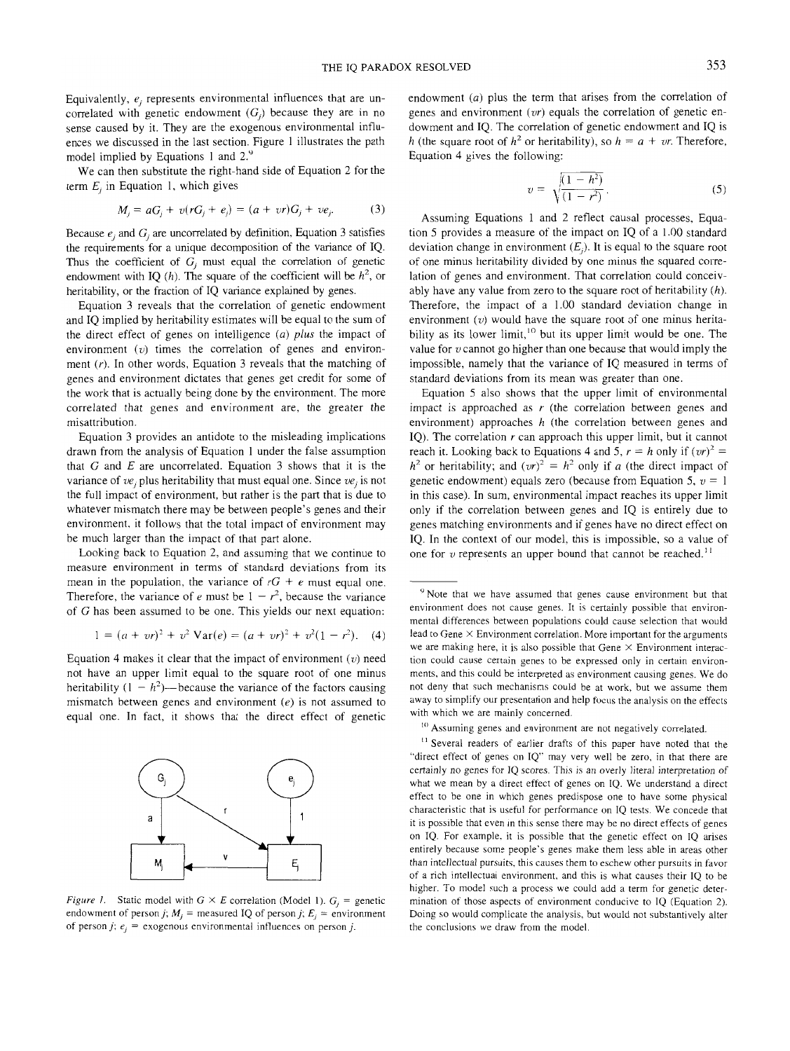Equivalently, $e_j$ represents environmental influences that are uncorrelated with genetic endowment ($G_j$) because they are in no sense caused by it. They are the exogenous environmental influences we discussed in the last section. Figure 1 illustrates the path model implied by Equations 1 and 2.[9]

We can then substitute the right-hand side of Equation 2 for the term $E_j$ in Equation 1, which gives

$$M_j = aG_j + v(rG_j + e_j) = (a + vr)G_j + ve_j. \quad (3)$$

Because $e_j$ and $G_j$ are uncorrelated by definition, Equation 3 satisfies the requirements for a unique decomposition of the variance of IQ. Thus the coefficient of $G_j$ must equal the correlation of genetic endowment with IQ ($h$). The square of the coefficient will be $h^2$, or heritability, or the fraction of IQ variance explained by genes.

Equation 3 reveals that the correlation of genetic endowment and IQ implied by heritability estimates will be equal to the sum of the direct effect of genes on intelligence ($a$) *plus* the impact of environment ($v$) times the correlation of genes and environment ($r$). In other words, Equation 3 reveals that the matching of genes and environment dictates that genes get credit for some of the work that is actually being done by the environment. The more correlated that genes and environment are, the greater the misattribution.

Equation 3 provides an antidote to the misleading implications drawn from the analysis of Equation 1 under the false assumption that $G$ and $E$ are uncorrelated. Equation 3 shows that it is the variance of $ve_j$ plus heritability that must equal one. Since $ve_j$ is not the full impact of environment, but rather is the part that is due to whatever mismatch there may be between people's genes and their environment, it follows that the total impact of environment may be much larger than the impact of that part alone.

Looking back to Equation 2, and assuming that we continue to measure environment in terms of standard deviations from its mean in the population, the variance of $rG + e$ must equal one. Therefore, the variance of $e$ must be $1 - r^2$, because the variance of $G$ has been assumed to be one. This yields our next equation:

$$1 = (a + vr)^2 + v^2\,\mathrm{Var}(e) = (a + vr)^2 + v^2(1 - r^2). \quad (4)$$

Equation 4 makes it clear that the impact of environment ($v$) need not have an upper limit equal to the square root of one minus heritability ($1 - h^2$)—because the variance of the factors causing mismatch between genes and environment ($e$) is not assumed to equal one. In fact, it shows that the direct effect of genetic endowment ($a$) plus the term that arises from the correlation of genes and environment ($vr$) equals the correlation of genetic endowment and IQ. The correlation of genetic endowment and IQ is $h$ (the square root of $h^2$ or heritability), so $h = a + vr$. Therefore, Equation 4 gives the following:

$$v = \sqrt{\frac{(1 - h^2)}{(1 - r^2)}}. \quad (5)$$

Assuming Equations 1 and 2 reflect causal processes, Equation 5 provides a measure of the impact on IQ of a 1.00 standard deviation change in environment ($E_j$). It is equal to the square root of one minus heritability divided by one minus the squared correlation of genes and environment. That correlation could conceivably have any value from zero to the square root of heritability ($h$). Therefore, the impact of a 1.00 standard deviation change in environment ($v$) would have the square root of one minus heritability as its lower limit,[10] but its upper limit would be one. The value for $v$ cannot go higher than one because that would imply the impossible, namely that the variance of IQ measured in terms of standard deviations from its mean was greater than one.

Equation 5 also shows that the upper limit of environmental impact is approached as $r$ (the correlation between genes and environment) approaches $h$ (the correlation between genes and IQ). The correlation $r$ can approach this upper limit, but it cannot reach it. Looking back to Equations 4 and 5, $r = h$ only if $(vr)^2 = h^2$ or heritability; and $(vr)^2 = h^2$ only if $a$ (the direct impact of genetic endowment) equals zero (because from Equation 5, $v = 1$ in this case). In sum, environmental impact reaches its upper limit only if the correlation between genes and IQ is entirely due to genes matching environments and if genes have no direct effect on IQ. In the context of our model, this is impossible, so a value of one for $v$ represents an upper bound that cannot be reached.[11]

*Figure 1.* Static model with $G \times E$ correlation (Model 1). $G_j$ = genetic endowment of person $j$; $M_j$ = measured IQ of person $j$; $E_j$ = environment of person $j$; $e_j$ = exogenous environmental influences on person $j$.

[9] Note that we have assumed that genes cause environment but that environment does not cause genes. It is certainly possible that environmental differences between populations could cause selection that would lead to Gene × Environment correlation. More important for the arguments we are making here, it is also possible that Gene × Environment interaction could cause certain genes to be expressed only in certain environments, and this could be interpreted as environment causing genes. We do not deny that such mechanisms could be at work, but we assume them away to simplify our presentation and help focus the analysis on the effects with which we are mainly concerned.

[10] Assuming genes and environment are not negatively correlated.

[11] Several readers of earlier drafts of this paper have noted that the "direct effect of genes on IQ" may very well be zero, in that there are certainly no genes for IQ scores. This is an overly literal interpretation of what we mean by a direct effect of genes on IQ. We understand a direct effect to be one in which genes predispose one to have some physical characteristic that is useful for performance on IQ tests. We concede that it is possible that even in this sense there may be no direct effects of genes on IQ. For example, it is possible that the genetic effect on IQ arises entirely because some people's genes make them less able in areas other than intellectual pursuits, this causes them to eschew other pursuits in favor of a rich intellectual environment, and this is what causes their IQ to be higher. To model such a process we could add a term for genetic determination of those aspects of environment conducive to IQ (Equation 2). Doing so would complicate the analysis, but would not substantively alter the conclusions we draw from the model.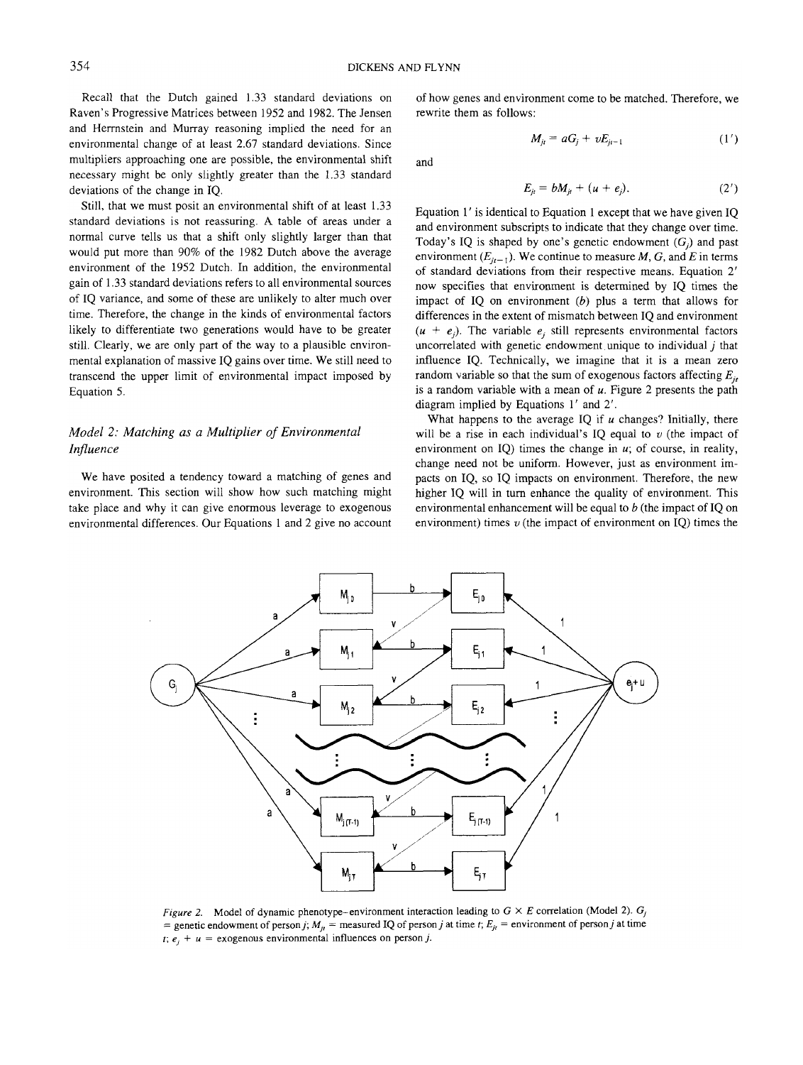Recall that the Dutch gained 1.33 standard deviations on Raven's Progressive Matrices between 1952 and 1982. The Jensen and Herrnstein and Murray reasoning implied the need for an environmental change of at least 2.67 standard deviations. Since multipliers approaching one are possible, the environmental shift necessary might be only slightly greater than the 1.33 standard deviations of the change in IQ.

Still, that we must posit an environmental shift of at least 1.33 standard deviations is not reassuring. A table of areas under a normal curve tells us that a shift only slightly larger than that would put more than 90% of the 1982 Dutch above the average environment of the 1952 Dutch. In addition, the environmental gain of 1.33 standard deviations refers to all environmental sources of IQ variance, and some of these are unlikely to alter much over time. Therefore, the change in the kinds of environmental factors likely to differentiate two generations would have to be greater still. Clearly, we are only part of the way to a plausible environmental explanation of massive IQ gains over time. We still need to transcend the upper limit of environmental impact imposed by Equation 5.

### *Model 2: Matching as a Multiplier of Environmental Influence*

We have posited a tendency toward a matching of genes and environment. This section will show how such matching might take place and why it can give enormous leverage to exogenous environmental differences. Our Equations 1 and 2 give no account of how genes and environment come to be matched. Therefore, we rewrite them as follows:

$$M_{jt} = aG_j + vE_{jt-1} \tag{1'}$$

and

$$E_{jt} = bM_{jt} + (u + e_j). \tag{2'}$$

Equation 1′ is identical to Equation 1 except that we have given IQ and environment subscripts to indicate that they change over time. Today's IQ is shaped by one's genetic endowment ($G_j$) and past environment ($E_{jt-1}$). We continue to measure $M$, $G$, and $E$ in terms of standard deviations from their respective means. Equation 2′ now specifies that environment is determined by IQ times the impact of IQ on environment ($b$) plus a term that allows for differences in the extent of mismatch between IQ and environment ($u + e_j$). The variable $e_j$ still represents environmental factors uncorrelated with genetic endowment unique to individual $j$ that influence IQ. Technically, we imagine that it is a mean zero random variable so that the sum of exogenous factors affecting $E_{jt}$ is a random variable with a mean of $u$. Figure 2 presents the path diagram implied by Equations 1′ and 2′.

What happens to the average IQ if $u$ changes? Initially, there will be a rise in each individual's IQ equal to $v$ (the impact of environment on IQ) times the change in $u$; of course, in reality, change need not be uniform. However, just as environment impacts on IQ, so IQ impacts on environment. Therefore, the new higher IQ will in turn enhance the quality of environment. This environmental enhancement will be equal to $b$ (the impact of IQ on environment) times $v$ (the impact of environment on IQ) times the

*Figure 2.* Model of dynamic phenotype–environment interaction leading to G × E correlation (Model 2). $G_j$ = genetic endowment of person $j$; $M_{jt}$ = measured IQ of person $j$ at time $t$; $E_{jt}$ = environment of person $j$ at time $t$; $e_j + u$ = exogenous environmental influences on person $j$.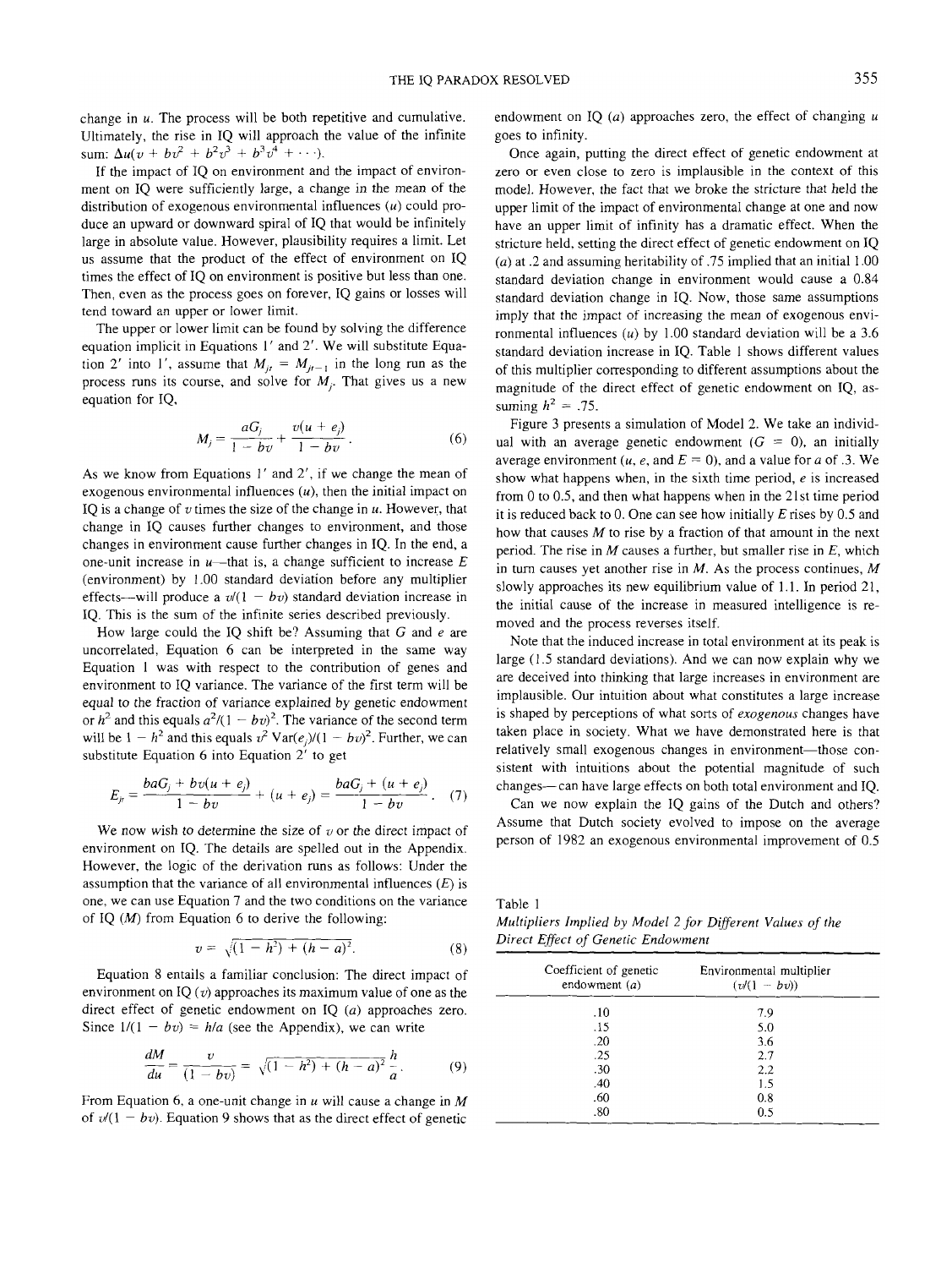change in $u$. The process will be both repetitive and cumulative. Ultimately, the rise in IQ will approach the value of the infinite sum: $\Delta u(v + bv^2 + b^2v^3 + b^3v^4 + \cdots)$.

If the impact of IQ on environment and the impact of environment on IQ were sufficiently large, a change in the mean of the distribution of exogenous environmental influences ($u$) could produce an upward or downward spiral of IQ that would be infinitely large in absolute value. However, plausibility requires a limit. Let us assume that the product of the effect of environment on IQ times the effect of IQ on environment is positive but less than one. Then, even as the process goes on forever, IQ gains or losses will tend toward an upper or lower limit.

The upper or lower limit can be found by solving the difference equation implicit in Equations 1′ and 2′. We will substitute Equation 2′ into 1′, assume that $M_{jt} = M_{jt-1}$ in the long run as the process runs its course, and solve for $M_j$. That gives us a new equation for IQ,

$$M_j = \frac{aG_j}{1 - bv} + \frac{v(u + e_j)}{1 - bv}. \quad (6)$$

As we know from Equations 1′ and 2′, if we change the mean of exogenous environmental influences ($u$), then the initial impact on IQ is a change of $v$ times the size of the change in $u$. However, that change in IQ causes further changes to environment, and those changes in environment cause further changes in IQ. In the end, a one-unit increase in $u$—that is, a change sufficient to increase $E$ (environment) by 1.00 standard deviation before any multiplier effects—will produce a $v/(1 - bv)$ standard deviation increase in IQ. This is the sum of the infinite series described previously.

How large could the IQ shift be? Assuming that $G$ and $e$ are uncorrelated, Equation 6 can be interpreted in the same way Equation 1 was with respect to the contribution of genes and environment to IQ variance. The variance of the first term will be equal to the fraction of variance explained by genetic endowment or $h^2$ and this equals $a^2/(1 - bv)^2$. The variance of the second term will be $1 - h^2$ and this equals $v^2\,\mathrm{Var}(e_j)/(1 - bv)^2$. Further, we can substitute Equation 6 into Equation 2′ to get

$$E_{jt} = \frac{baG_j + bv(u + e_j)}{1 - bv} + (u + e_j) = \frac{baG_j + (u + e_j)}{1 - bv}. \quad (7)$$

We now wish to determine the size of $v$ or the direct impact of environment on IQ. The details are spelled out in the Appendix. However, the logic of the derivation runs as follows: Under the assumption that the variance of all environmental influences ($E$) is one, we can use Equation 7 and the two conditions on the variance of IQ ($M$) from Equation 6 to derive the following:

$$v = \sqrt{(1 - h^2) + (h - a)^2}. \quad (8)$$

Equation 8 entails a familiar conclusion: The direct impact of environment on IQ ($v$) approaches its maximum value of one as the direct effect of genetic endowment on IQ ($a$) approaches zero. Since $1/(1 - bv) = h/a$ (see the Appendix), we can write

$$\frac{dM}{du} = \frac{v}{(1 - bv)} = \sqrt{(1 - h^2) + (h - a)^2}\,\frac{h}{a}. \quad (9)$$

From Equation 6, a one-unit change in $u$ will cause a change in $M$ of $v/(1 - bv)$. Equation 9 shows that as the direct effect of genetic endowment on IQ ($a$) approaches zero, the effect of changing $u$ goes to infinity.

Once again, putting the direct effect of genetic endowment at zero or even close to zero is implausible in the context of this model. However, the fact that we broke the stricture that held the upper limit of the impact of environmental change at one and now have an upper limit of infinity has a dramatic effect. When the stricture held, setting the direct effect of genetic endowment on IQ ($a$) at .2 and assuming heritability of .75 implied that an initial 1.00 standard deviation change in environment would cause a 0.84 standard deviation change in IQ. Now, those same assumptions imply that the impact of increasing the mean of exogenous environmental influences ($u$) by 1.00 standard deviation will be a 3.6 standard deviation increase in IQ. Table 1 shows different values of this multiplier corresponding to different assumptions about the magnitude of the direct effect of genetic endowment on IQ, assuming $h^2 = .75$.

Figure 3 presents a simulation of Model 2. We take an individual with an average genetic endowment ($G = 0$), an initially average environment ($u$, $e$, and $E = 0$), and a value for $a$ of .3. We show what happens when, in the sixth time period, $e$ is increased from 0 to 0.5, and then what happens when in the 21st time period it is reduced back to 0. One can see how initially $E$ rises by 0.5 and how that causes $M$ to rise by a fraction of that amount in the next period. The rise in $M$ causes a further, but smaller rise in $E$, which in turn causes yet another rise in $M$. As the process continues, $M$ slowly approaches its new equilibrium value of 1.1. In period 21, the initial cause of the increase in measured intelligence is removed and the process reverses itself.

Note that the induced increase in total environment at its peak is large (1.5 standard deviations). And we can now explain why we are deceived into thinking that large increases in environment are implausible. Our intuition about what constitutes a large increase is shaped by perceptions of what sorts of *exogenous* changes have taken place in society. What we have demonstrated here is that relatively small exogenous changes in environment—those consistent with intuitions about the potential magnitude of such changes—can have large effects on both total environment and IQ.

Can we now explain the IQ gains of the Dutch and others? Assume that Dutch society evolved to impose on the average person of 1982 an exogenous environmental improvement of 0.5

Table 1
*Multipliers Implied by Model 2 for Different Values of the Direct Effect of Genetic Endowment*

| Coefficient of genetic endowment ($a$) | Environmental multiplier ($v/(1 - bv)$) |
|---|---|
| .10 | 7.9 |
| .15 | 5.0 |
| .20 | 3.6 |
| .25 | 2.7 |
| .30 | 2.2 |
| .40 | 1.5 |
| .60 | 0.8 |
| .80 | 0.5 |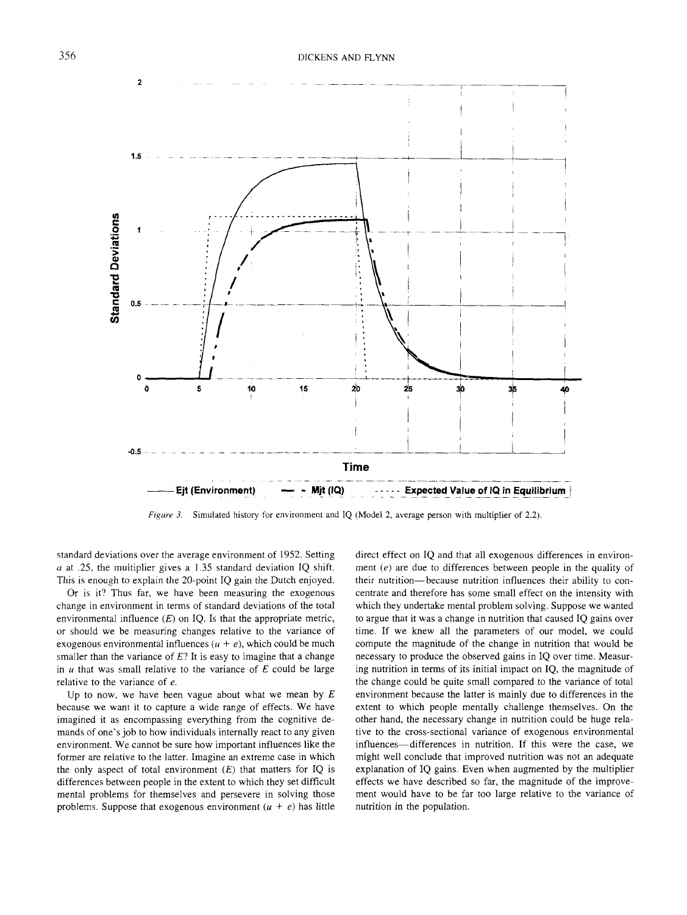2

1.5

1

0.5

0

-0.5

0 5 10 15 20 25 30 35 40

Standard Deviations

Time

Ejt (Environment) Mjt (IQ) Expected Value of IQ in Equilibrium

*Figure 3.* Simulated history for environment and IQ (Model 2, average person with multiplier of 2.2).

standard deviations over the average environment of 1952. Setting $a$ at .25, the multiplier gives a 1.35 standard deviation IQ shift. This is enough to explain the 20-point IQ gain the Dutch enjoyed.

Or is it? Thus far, we have been measuring the exogenous change in environment in terms of standard deviations of the total environmental influence ($E$) on IQ. Is that the appropriate metric, or should we be measuring changes relative to the variance of exogenous environmental influences ($u + e$), which could be much smaller than the variance of $E$? It is easy to imagine that a change in $u$ that was small relative to the variance of $E$ could be large relative to the variance of $e$.

Up to now, we have been vague about what we mean by $E$ because we want it to capture a wide range of effects. We have imagined it as encompassing everything from the cognitive demands of one's job to how individuals internally react to any given environment. We cannot be sure how important influences like the former are relative to the latter. Imagine an extreme case in which the only aspect of total environment ($E$) that matters for IQ is differences between people in the extent to which they set difficult mental problems for themselves and persevere in solving those problems. Suppose that exogenous environment ($u + e$) has little direct effect on IQ and that all exogenous differences in environment ($e$) are due to differences between people in the quality of their nutrition—because nutrition influences their ability to concentrate and therefore has some small effect on the intensity with which they undertake mental problem solving. Suppose we wanted to argue that it was a change in nutrition that caused IQ gains over time. If we knew all the parameters of our model, we could compute the magnitude of the change in nutrition that would be necessary to produce the observed gains in IQ over time. Measuring nutrition in terms of its initial impact on IQ, the magnitude of the change could be quite small compared to the variance of total environment because the latter is mainly due to differences in the extent to which people mentally challenge themselves. On the other hand, the necessary change in nutrition could be huge relative to the cross-sectional variance of exogenous environmental influences—differences in nutrition. If this were the case, we might well conclude that improved nutrition was not an adequate explanation of IQ gains. Even when augmented by the multiplier effects we have described so far, the magnitude of the improvement would have to be far too large relative to the variance of nutrition in the population.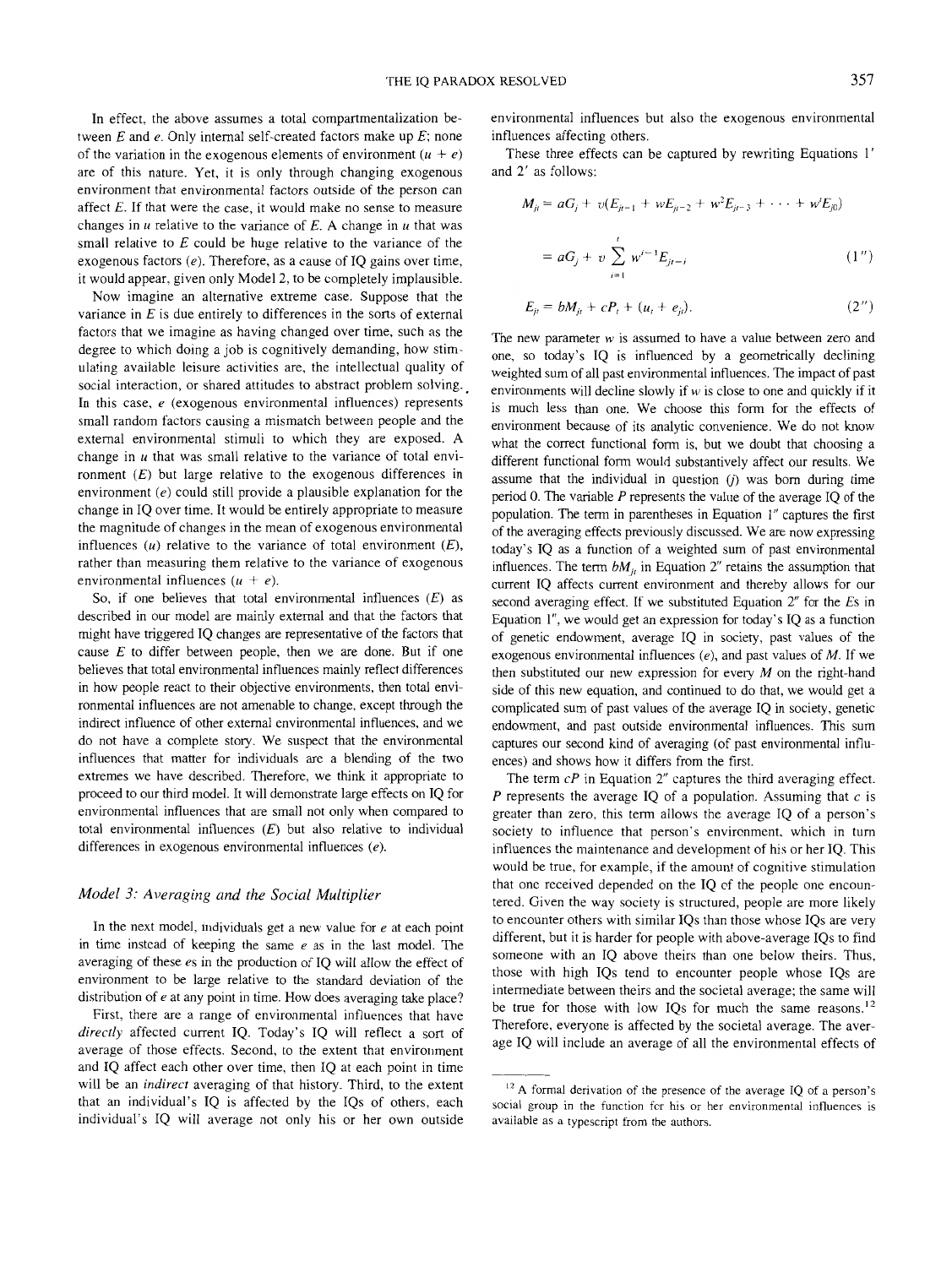In effect, the above assumes a total compartmentalization between $E$ and $e$. Only internal self-created factors make up $E$; none of the variation in the exogenous elements of environment ($u + e$) are of this nature. Yet, it is only through changing exogenous environment that environmental factors outside of the person can affect $E$. If that were the case, it would make no sense to measure changes in $u$ relative to the variance of $E$. A change in $u$ that was small relative to $E$ could be huge relative to the variance of the exogenous factors ($e$). Therefore, as a cause of IQ gains over time, it would appear, given only Model 2, to be completely implausible.

Now imagine an alternative extreme case. Suppose that the variance in $E$ is due entirely to differences in the sorts of external factors that we imagine as having changed over time, such as the degree to which doing a job is cognitively demanding, how stimulating available leisure activities are, the intellectual quality of social interaction, or shared attitudes to abstract problem solving. In this case, $e$ (exogenous environmental influences) represents small random factors causing a mismatch between people and the external environmental stimuli to which they are exposed. A change in $u$ that was small relative to the variance of total environment ($E$) but large relative to the exogenous differences in environment ($e$) could still provide a plausible explanation for the change in IQ over time. It would be entirely appropriate to measure the magnitude of changes in the mean of exogenous environmental influences ($u$) relative to the variance of total environment ($E$), rather than measuring them relative to the variance of exogenous environmental influences ($u + e$).

So, if one believes that total environmental influences ($E$) as described in our model are mainly external and that the factors that might have triggered IQ changes are representative of the factors that cause $E$ to differ between people, then we are done. But if one believes that total environmental influences mainly reflect differences in how people react to their objective environments, then total environmental influences are not amenable to change, except through the indirect influence of other external environmental influences, and we do not have a complete story. We suspect that the environmental influences that matter for individuals are a blending of the two extremes we have described. Therefore, we think it appropriate to proceed to our third model. It will demonstrate large effects on IQ for environmental influences that are small not only when compared to total environmental influences ($E$) but also relative to individual differences in exogenous environmental influences ($e$).

### *Model 3: Averaging and the Social Multiplier*

In the next model, individuals get a new value for $e$ at each point in time instead of keeping the same $e$ as in the last model. The averaging of these $e$s in the production of IQ will allow the effect of environment to be large relative to the standard deviation of the distribution of $e$ at any point in time. How does averaging take place?

First, there are a range of environmental influences that have *directly* affected current IQ. Today's IQ will reflect a sort of average of those effects. Second, to the extent that environment and IQ affect each other over time, then IQ at each point in time will be an *indirect* averaging of that history. Third, to the extent that an individual's IQ is affected by the IQs of others, each individual's IQ will average not only his or her own outside environmental influences but also the exogenous environmental influences affecting others.

These three effects can be captured by rewriting Equations 1′ and 2′ as follows:

$$M_{jt} = aG_j + v(E_{jt-1} + wE_{jt-2} + w^2E_{jt-3} + \cdots + w^tE_{j0})$$

$$= aG_j + v\sum_{i=1}^{t} w^{i-1}E_{jt-i} \qquad (1'')$$

$$E_{jt} = bM_{jt} + cP_t + (u_t + e_{jt}). \qquad (2'')$$

The new parameter $w$ is assumed to have a value between zero and one, so today's IQ is influenced by a geometrically declining weighted sum of all past environmental influences. The impact of past environments will decline slowly if $w$ is close to one and quickly if it is much less than one. We choose this form for the effects of environment because of its analytic convenience. We do not know what the correct functional form is, but we doubt that choosing a different functional form would substantively affect our results. We assume that the individual in question ($j$) was born during time period 0. The variable $P$ represents the value of the average IQ of the population. The term in parentheses in Equation 1″ captures the first of the averaging effects previously discussed. We are now expressing today's IQ as a function of a weighted sum of past environmental influences. The term $bM_{jt}$ in Equation 2″ retains the assumption that current IQ affects current environment and thereby allows for our second averaging effect. If we substituted Equation 2″ for the $E$s in Equation 1″, we would get an expression for today's IQ as a function of genetic endowment, average IQ in society, past values of the exogenous environmental influences ($e$), and past values of $M$. If we then substituted our new expression for every $M$ on the right-hand side of this new equation, and continued to do that, we would get a complicated sum of past values of the average IQ in society, genetic endowment, and past outside environmental influences. This sum captures our second kind of averaging (of past environmental influences) and shows how it differs from the first.

The term $cP$ in Equation 2″ captures the third averaging effect. $P$ represents the average IQ of a population. Assuming that $c$ is greater than zero, this term allows the average IQ of a person's society to influence that person's environment, which in turn influences the maintenance and development of his or her IQ. This would be true, for example, if the amount of cognitive stimulation that one received depended on the IQ of the people one encountered. Given the way society is structured, people are more likely to encounter others with similar IQs than those whose IQs are very different, but it is harder for people with above-average IQs to find someone with an IQ above theirs than one below theirs. Thus, those with high IQs tend to encounter people whose IQs are intermediate between theirs and the societal average; the same will be true for those with low IQs for much the same reasons.[12] Therefore, everyone is affected by the societal average. The average IQ will include an average of all the environmental effects of

[12] A formal derivation of the presence of the average IQ of a person's social group in the function for his or her environmental influences is available as a typescript from the authors.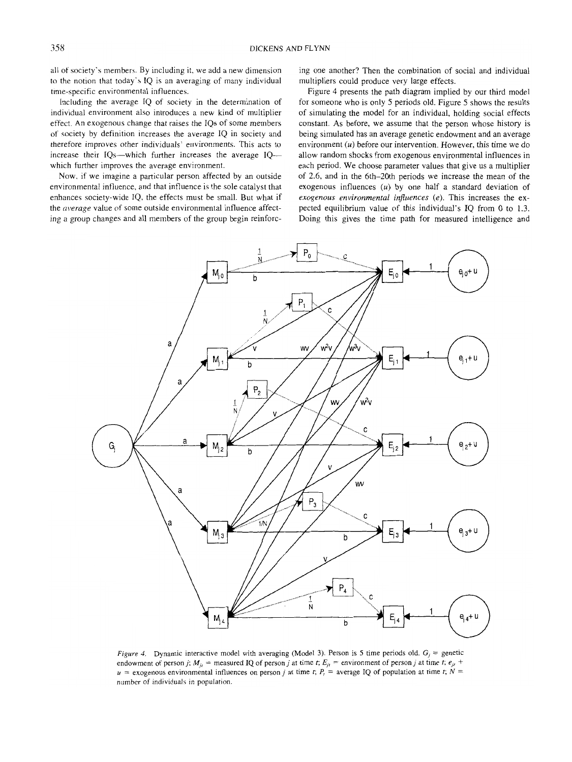all of society's members. By including it, we add a new dimension to the notion that today's IQ is an averaging of many individual time-specific environmental influences.

Including the average IQ of society in the determination of individual environment also introduces a new kind of multiplier effect. An exogenous change that raises the IQs of some members of society by definition increases the average IQ in society and therefore improves other individuals' environments. This acts to increase their IQs—which further increases the average IQ—which further improves the average environment.

Now, if we imagine a particular person affected by an outside environmental influence, and that influence is the sole catalyst that enhances society-wide IQ, the effects must be small. But what if the *average* value of some outside environmental influence affecting a group changes and all members of the group begin reinforcing one another? Then the combination of social and individual multipliers could produce very large effects.

Figure 4 presents the path diagram implied by our third model for someone who is only 5 periods old. Figure 5 shows the results of simulating the model for an individual, holding social effects constant. As before, we assume that the person whose history is being simulated has an average genetic endowment and an average environment ($u$) before our intervention. However, this time we do allow random shocks from exogenous environmental influences in each period. We choose parameter values that give us a multiplier of 2.6, and in the 6th–20th periods we increase the mean of the exogenous influences ($u$) by one half a standard deviation of *exogenous environmental influences* ($e$). This increases the expected equilibrium value of this individual's IQ from 0 to 1.3. Doing this gives the time path for measured intelligence and

*Figure 4.* Dynamic interactive model with averaging (Model 3). Person is 5 time periods old. $G_j$ = genetic endowment of person $j$; $M_{jt}$ = measured IQ of person $j$ at time $t$; $E_{jt}$ = environment of person $j$ at time $t$; $e_{jt} + u$ = exogenous environmental influences on person $j$ at time $t$; $P_t$ = average IQ of population at time $t$; $N$ = number of individuals in population.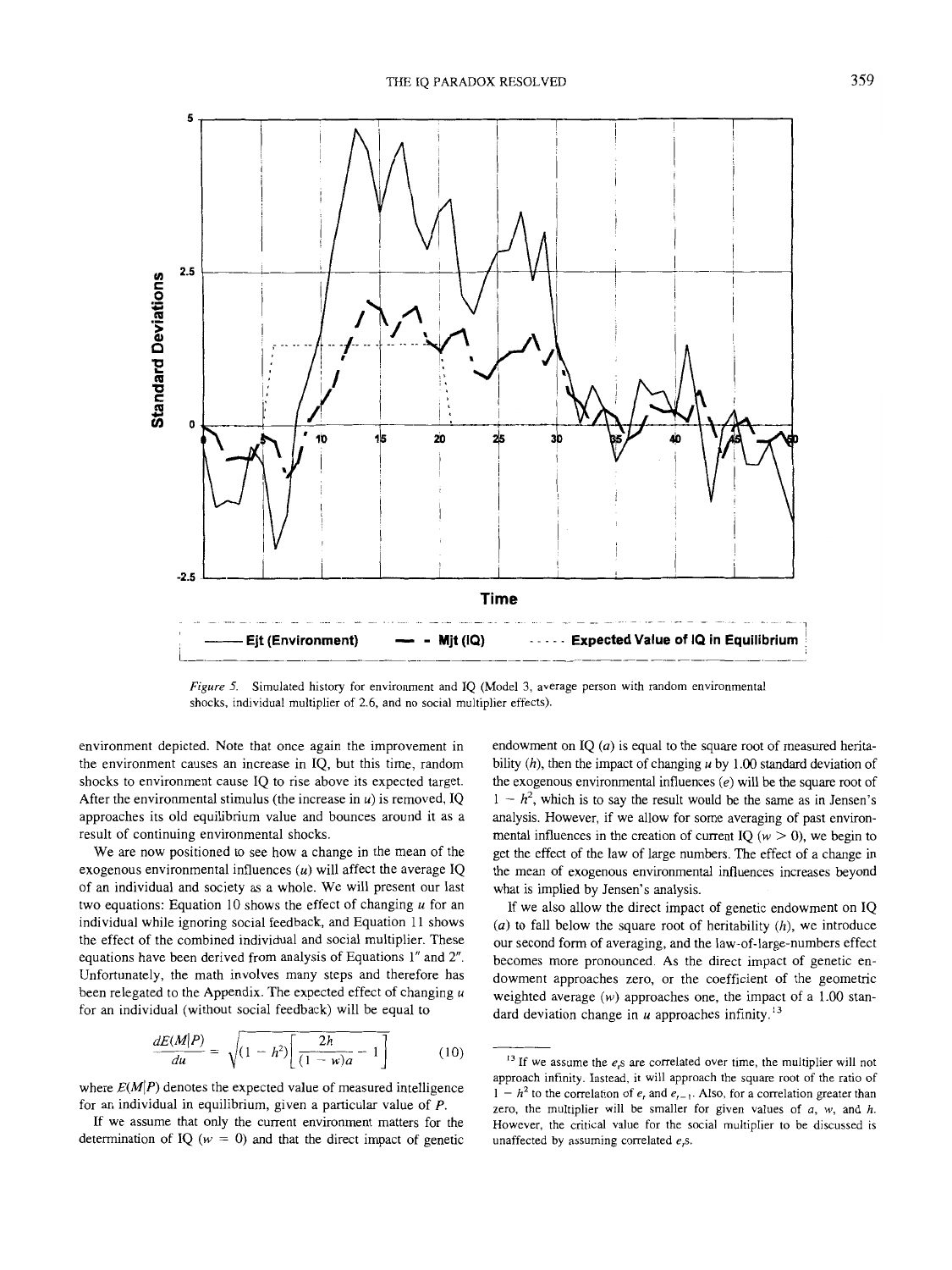*Figure 5.* Simulated history for environment and IQ (Model 3, average person with random environmental shocks, individual multiplier of 2.6, and no social multiplier effects).

environment depicted. Note that once again the improvement in the environment causes an increase in IQ, but this time, random shocks to environment cause IQ to rise above its expected target. After the environmental stimulus (the increase in $u$) is removed, IQ approaches its old equilibrium value and bounces around it as a result of continuing environmental shocks.

We are now positioned to see how a change in the mean of the exogenous environmental influences ($u$) will affect the average IQ of an individual and society as a whole. We will present our last two equations: Equation 10 shows the effect of changing $u$ for an individual while ignoring social feedback, and Equation 11 shows the effect of the combined individual and social multiplier. These equations have been derived from analysis of Equations 1″ and 2″. Unfortunately, the math involves many steps and therefore has been relegated to the Appendix. The expected effect of changing $u$ for an individual (without social feedback) will be equal to

$$\frac{dE(M|P)}{du} = \sqrt{(1-h^2)\left[\frac{2h}{(1-w)a} - 1\right]} \tag{10}$$

where $E(M|P)$ denotes the expected value of measured intelligence for an individual in equilibrium, given a particular value of $P$.

If we assume that only the current environment matters for the determination of IQ ($w = 0$) and that the direct impact of genetic endowment on IQ ($a$) is equal to the square root of measured heritability ($h$), then the impact of changing $u$ by 1.00 standard deviation of the exogenous environmental influences ($e$) will be the square root of $1 - h^2$, which is to say the result would be the same as in Jensen's analysis. However, if we allow for some averaging of past environmental influences in the creation of current IQ ($w > 0$), we begin to get the effect of the law of large numbers. The effect of a change in the mean of exogenous environmental influences increases beyond what is implied by Jensen's analysis.

If we also allow the direct impact of genetic endowment on IQ ($a$) to fall below the square root of heritability ($h$), we introduce our second form of averaging, and the law-of-large-numbers effect becomes more pronounced. As the direct impact of genetic endowment approaches zero, or the coefficient of the geometric weighted average ($w$) approaches one, the impact of a 1.00 standard deviation change in $u$ approaches infinity.[13]

---

[13] If we assume the $e_t$s are correlated over time, the multiplier will not approach infinity. Instead, it will approach the square root of the ratio of $1 - h^2$ to the correlation of $e_t$ and $e_{t-1}$. Also, for a correlation greater than zero, the multiplier will be smaller for given values of $a$, $w$, and $h$. However, the critical value for the social multiplier to be discussed is unaffected by assuming correlated $e_t$s.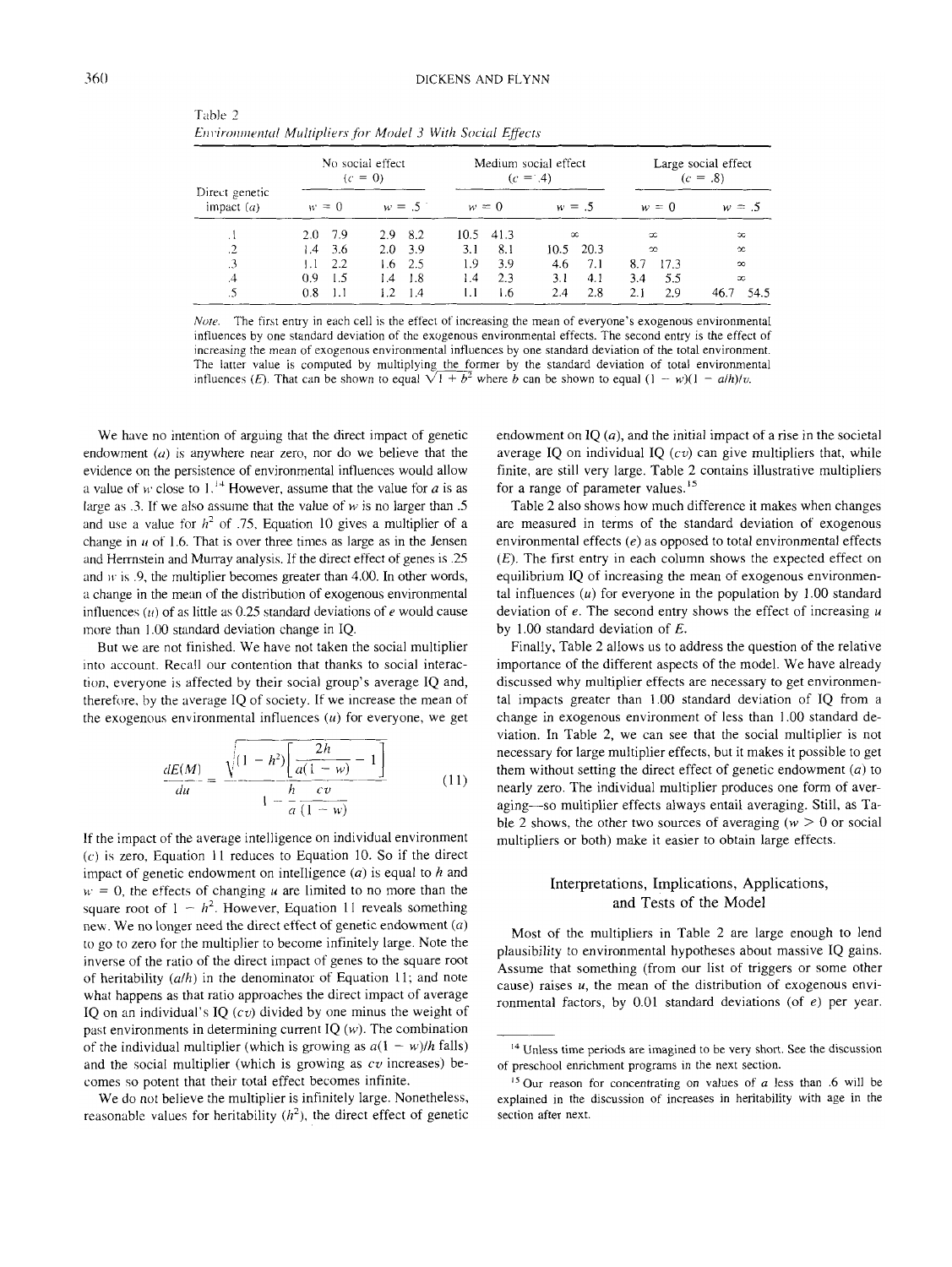Table 2
*Environmental Multipliers for Model 3 With Social Effects*

| Direct genetic impact ($a$) | No social effect ($c$ = 0) | | Medium social effect ($c$ = .4) | | Large social effect ($c$ = .8) | |
|---|---|---|---|---|---|---|
| | $w$ = 0 | $w$ = .5 | $w$ = 0 | $w$ = .5 | $w$ = 0 | $w$ = .5 |
| .1 | 2.0 7.9 | 2.9 8.2 | 10.5 41.3 | ∞ | ∞ | ∞ |
| .2 | 1.4 3.6 | 2.0 3.9 | 3.1 8.1 | 10.5 20.3 | ∞ | ∞ |
| .3 | 1.1 2.2 | 1.6 2.5 | 1.9 3.9 | 4.6 7.1 | 8.7 17.3 | ∞ |
| .4 | 0.9 1.5 | 1.4 1.8 | 1.4 2.3 | 3.1 4.1 | 3.4 5.5 | ∞ |
| .5 | 0.8 1.1 | 1.2 1.4 | 1.1 1.6 | 2.4 2.8 | 2.1 2.9 | 46.7 54.5 |

*Note.* The first entry in each cell is the effect of increasing the mean of everyone's exogenous environmental influences by one standard deviation of the exogenous environmental effects. The second entry is the effect of increasing the mean of exogenous environmental influences by one standard deviation of the total environment. The latter value is computed by multiplying the former by the standard deviation of total environmental influences ($E$). That can be shown to equal $\sqrt{1 + b^2}$ where $b$ can be shown to equal $(1 - w)(1 - a/h)/v$.

We have no intention of arguing that the direct impact of genetic endowment ($a$) is anywhere near zero, nor do we believe that the evidence on the persistence of environmental influences would allow a value of $w$ close to 1.[14] However, assume that the value for $a$ is as large as .3. If we also assume that the value of $w$ is no larger than .5 and use a value for $h^2$ of .75, Equation 10 gives a multiplier of a change in $u$ of 1.6. That is over three times as large as in the Jensen and Herrnstein and Murray analysis. If the direct effect of genes is .25 and $w$ is .9, the multiplier becomes greater than 4.00. In other words, a change in the mean of the distribution of exogenous environmental influences ($u$) of as little as 0.25 standard deviations of $e$ would cause more than 1.00 standard deviation change in IQ.

But we are not finished. We have not taken the social multiplier into account. Recall our contention that thanks to social interaction, everyone is affected by their social group's average IQ and, therefore, by the average IQ of society. If we increase the mean of the exogenous environmental influences ($u$) for everyone, we get

$$\frac{dE(M)}{du} = \frac{\sqrt{(1 - h^2)\left[\dfrac{2h}{a(1 - w)} - 1\right]}}{1 - \dfrac{h}{a}\dfrac{cv}{(1 - w)}} \tag{11}$$

If the impact of the average intelligence on individual environment ($c$) is zero, Equation 11 reduces to Equation 10. So if the direct impact of genetic endowment on intelligence ($a$) is equal to $h$ and $w$ = 0, the effects of changing $u$ are limited to no more than the square root of $1 - h^2$. However, Equation 11 reveals something new. We no longer need the direct effect of genetic endowment ($a$) to go to zero for the multiplier to become infinitely large. Note the inverse of the ratio of the direct impact of genes to the square root of heritability ($a/h$) in the denominator of Equation 11; and note what happens as that ratio approaches the direct impact of average IQ on an individual's IQ ($cv$) divided by one minus the weight of past environments in determining current IQ ($w$). The combination of the individual multiplier (which is growing as $a(1 - w)/h$ falls) and the social multiplier (which is growing as $cv$ increases) becomes so potent that their total effect becomes infinite.

We do not believe the multiplier is infinitely large. Nonetheless, reasonable values for heritability ($h^2$), the direct effect of genetic endowment on IQ ($a$), and the initial impact of a rise in the societal average IQ on individual IQ ($cv$) can give multipliers that, while finite, are still very large. Table 2 contains illustrative multipliers for a range of parameter values.[15]

Table 2 also shows how much difference it makes when changes are measured in terms of the standard deviation of exogenous environmental effects ($e$) as opposed to total environmental effects ($E$). The first entry in each column shows the expected effect on equilibrium IQ of increasing the mean of exogenous environmental influences ($u$) for everyone in the population by 1.00 standard deviation of $e$. The second entry shows the effect of increasing $u$ by 1.00 standard deviation of $E$.

Finally, Table 2 allows us to address the question of the relative importance of the different aspects of the model. We have already discussed why multiplier effects are necessary to get environmental impacts greater than 1.00 standard deviation of IQ from a change in exogenous environment of less than 1.00 standard deviation. In Table 2, we can see that the social multiplier is not necessary for large multiplier effects, but it makes it possible to get them without setting the direct effect of genetic endowment ($a$) to nearly zero. The individual multiplier produces one form of averaging—so multiplier effects always entail averaging. Still, as Table 2 shows, the other two sources of averaging ($w > 0$ or social multipliers or both) make it easier to obtain large effects.

## Interpretations, Implications, Applications, and Tests of the Model

Most of the multipliers in Table 2 are large enough to lend plausibility to environmental hypotheses about massive IQ gains. Assume that something (from our list of triggers or some other cause) raises $u$, the mean of the distribution of exogenous environmental factors, by 0.01 standard deviations (of $e$) per year.

[14] Unless time periods are imagined to be very short. See the discussion of preschool enrichment programs in the next section.

[15] Our reason for concentrating on values of $a$ less than .6 will be explained in the discussion of increases in heritability with age in the section after next.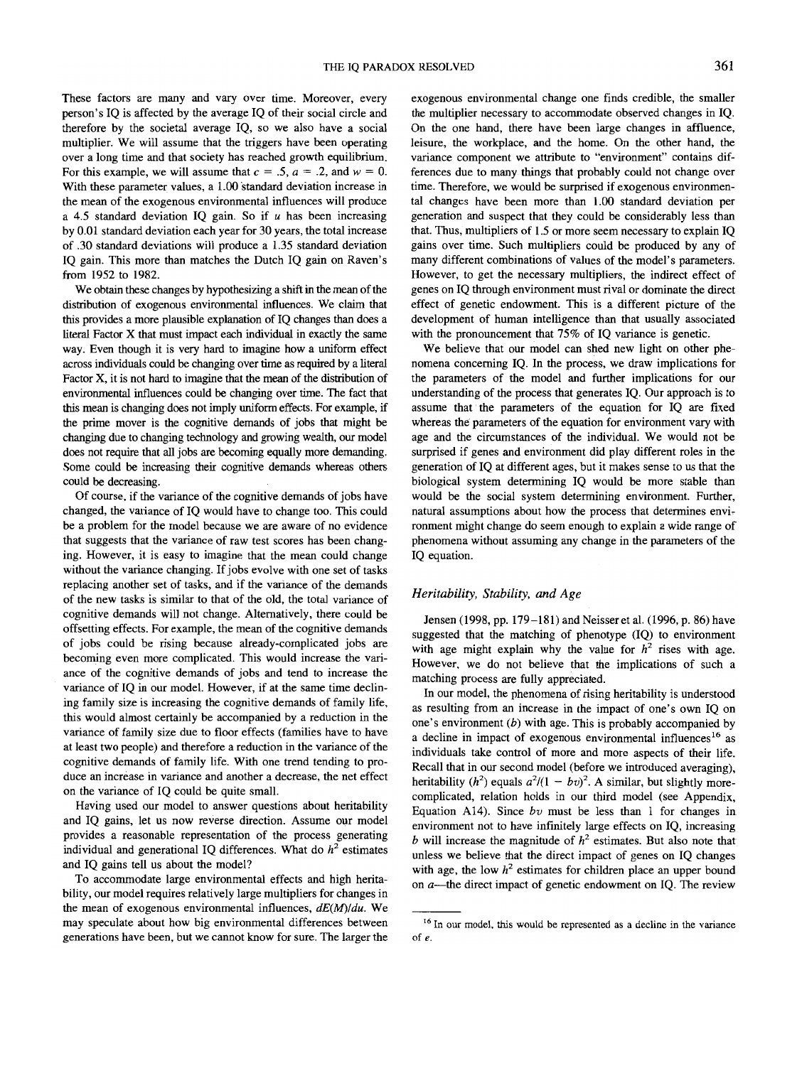These factors are many and vary over time. Moreover, every person's IQ is affected by the average IQ of their social circle and therefore by the societal average IQ, so we also have a social multiplier. We will assume that the triggers have been operating over a long time and that society has reached growth equilibrium. For this example, we will assume that $c = .5$, $a = .2$, and $w = 0$. With these parameter values, a 1.00 standard deviation increase in the mean of the exogenous environmental influences will produce a 4.5 standard deviation IQ gain. So if $u$ has been increasing by 0.01 standard deviation each year for 30 years, the total increase of .30 standard deviations will produce a 1.35 standard deviation IQ gain. This more than matches the Dutch IQ gain on Raven's from 1952 to 1982.

We obtain these changes by hypothesizing a shift in the mean of the distribution of exogenous environmental influences. We claim that this provides a more plausible explanation of IQ changes than does a literal Factor X that must impact each individual in exactly the same way. Even though it is very hard to imagine how a uniform effect across individuals could be changing over time as required by a literal Factor X, it is not hard to imagine that the mean of the distribution of environmental influences could be changing over time. The fact that this mean is changing does not imply uniform effects. For example, if the prime mover is the cognitive demands of jobs that might be changing due to changing technology and growing wealth, our model does not require that all jobs are becoming equally more demanding. Some could be increasing their cognitive demands whereas others could be decreasing.

Of course, if the variance of the cognitive demands of jobs have changed, the variance of IQ would have to change too. This could be a problem for the model because we are aware of no evidence that suggests that the variance of raw test scores has been changing. However, it is easy to imagine that the mean could change without the variance changing. If jobs evolve with one set of tasks replacing another set of tasks, and if the variance of the demands of the new tasks is similar to that of the old, the total variance of cognitive demands will not change. Alternatively, there could be offsetting effects. For example, the mean of the cognitive demands of jobs could be rising because already-complicated jobs are becoming even more complicated. This would increase the variance of the cognitive demands of jobs and tend to increase the variance of IQ in our model. However, if at the same time declining family size is increasing the cognitive demands of family life, this would almost certainly be accompanied by a reduction in the variance of family size due to floor effects (families have to have at least two people) and therefore a reduction in the variance of the cognitive demands of family life. With one trend tending to produce an increase in variance and another a decrease, the net effect on the variance of IQ could be quite small.

Having used our model to answer questions about heritability and IQ gains, let us now reverse direction. Assume our model provides a reasonable representation of the process generating individual and generational IQ differences. What do $h^2$ estimates and IQ gains tell us about the model?

To accommodate large environmental effects and high heritability, our model requires relatively large multipliers for changes in the mean of exogenous environmental influences, $dE(M)/du$. We may speculate about how big environmental differences between generations have been, but we cannot know for sure. The larger the exogenous environmental change one finds credible, the smaller the multiplier necessary to accommodate observed changes in IQ. On the one hand, there have been large changes in affluence, leisure, the workplace, and the home. On the other hand, the variance component we attribute to "environment" contains differences due to many things that probably could not change over time. Therefore, we would be surprised if exogenous environmental changes have been more than 1.00 standard deviation per generation and suspect that they could be considerably less than that. Thus, multipliers of 1.5 or more seem necessary to explain IQ gains over time. Such multipliers could be produced by any of many different combinations of values of the model's parameters. However, to get the necessary multipliers, the indirect effect of genes on IQ through environment must rival or dominate the direct effect of genetic endowment. This is a different picture of the development of human intelligence than that usually associated with the pronouncement that 75% of IQ variance is genetic.

We believe that our model can shed new light on other phenomena concerning IQ. In the process, we draw implications for the parameters of the model and further implications for our understanding of the process that generates IQ. Our approach is to assume that the parameters of the equation for IQ are fixed whereas the parameters of the equation for environment vary with age and the circumstances of the individual. We would not be surprised if genes and environment did play different roles in the generation of IQ at different ages, but it makes sense to us that the biological system determining IQ would be more stable than would be the social system determining environment. Further, natural assumptions about how the process that determines environment might change do seem enough to explain a wide range of phenomena without assuming any change in the parameters of the IQ equation.

### Heritability, Stability, and Age

Jensen (1998, pp. 179–181) and Neisser et al. (1996, p. 86) have suggested that the matching of phenotype (IQ) to environment with age might explain why the value for $h^2$ rises with age. However, we do not believe that the implications of such a matching process are fully appreciated.

In our model, the phenomena of rising heritability is understood as resulting from an increase in the impact of one's own IQ on one's environment ($b$) with age. This is probably accompanied by a decline in impact of exogenous environmental influences[16] as individuals take control of more and more aspects of their life. Recall that in our second model (before we introduced averaging), heritability ($h^2$) equals $a^2/(1 - bv)^2$. A similar, but slightly more-complicated, relation holds in our third model (see Appendix, Equation A14). Since $bv$ must be less than 1 for changes in environment not to have infinitely large effects on IQ, increasing $b$ will increase the magnitude of $h^2$ estimates. But also note that unless we believe that the direct impact of genes on IQ changes with age, the low $h^2$ estimates for children place an upper bound on $a$—the direct impact of genetic endowment on IQ. The review

[16] In our model, this would be represented as a decline in the variance of $e$.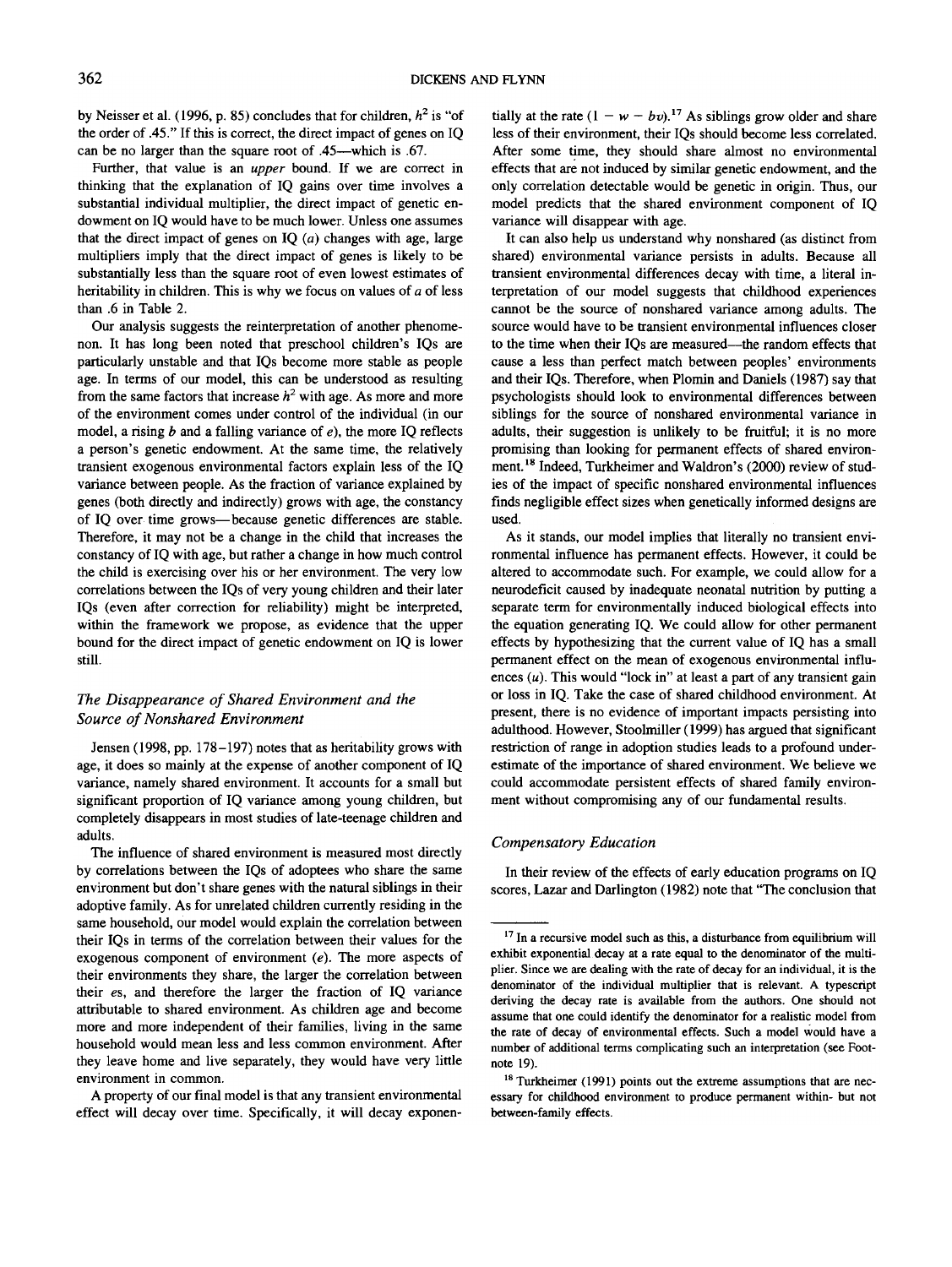by Neisser et al. (1996, p. 85) concludes that for children, $h^2$ is "of the order of .45." If this is correct, the direct impact of genes on IQ can be no larger than the square root of .45—which is .67.

Further, that value is an *upper* bound. If we are correct in thinking that the explanation of IQ gains over time involves a substantial individual multiplier, the direct impact of genetic endowment on IQ would have to be much lower. Unless one assumes that the direct impact of genes on IQ ($a$) changes with age, large multipliers imply that the direct impact of genes is likely to be substantially less than the square root of even lowest estimates of heritability in children. This is why we focus on values of $a$ of less than .6 in Table 2.

Our analysis suggests the reinterpretation of another phenomenon. It has long been noted that preschool children's IQs are particularly unstable and that IQs become more stable as people age. In terms of our model, this can be understood as resulting from the same factors that increase $h^2$ with age. As more and more of the environment comes under control of the individual (in our model, a rising $b$ and a falling variance of $e$), the more IQ reflects a person's genetic endowment. At the same time, the relatively transient exogenous environmental factors explain less of the IQ variance between people. As the fraction of variance explained by genes (both directly and indirectly) grows with age, the constancy of IQ over time grows—because genetic differences are stable. Therefore, it may not be a change in the child that increases the constancy of IQ with age, but rather a change in how much control the child is exercising over his or her environment. The very low correlations between the IQs of very young children and their later IQs (even after correction for reliability) might be interpreted, within the framework we propose, as evidence that the upper bound for the direct impact of genetic endowment on IQ is lower still.

### *The Disappearance of Shared Environment and the Source of Nonshared Environment*

Jensen (1998, pp. 178–197) notes that as heritability grows with age, it does so mainly at the expense of another component of IQ variance, namely shared environment. It accounts for a small but significant proportion of IQ variance among young children, but completely disappears in most studies of late-teenage children and adults.

The influence of shared environment is measured most directly by correlations between the IQs of adoptees who share the same environment but don't share genes with the natural siblings in their adoptive family. As for unrelated children currently residing in the same household, our model would explain the correlation between their IQs in terms of the correlation between their values for the exogenous component of environment ($e$). The more aspects of their environments they share, the larger the correlation between their $e$s, and therefore the larger the fraction of IQ variance attributable to shared environment. As children age and become more and more independent of their families, living in the same household would mean less and less common environment. After they leave home and live separately, they would have very little environment in common.

A property of our final model is that any transient environmental effect will decay over time. Specifically, it will decay exponentially at the rate $(1 - w - bv)$.[17] As siblings grow older and share less of their environment, their IQs should become less correlated. After some time, they should share almost no environmental effects that are not induced by similar genetic endowment, and the only correlation detectable would be genetic in origin. Thus, our model predicts that the shared environment component of IQ variance will disappear with age.

It can also help us understand why nonshared (as distinct from shared) environmental variance persists in adults. Because all transient environmental differences decay with time, a literal interpretation of our model suggests that childhood experiences cannot be the source of nonshared variance among adults. The source would have to be transient environmental influences closer to the time when their IQs are measured—the random effects that cause a less than perfect match between peoples' environments and their IQs. Therefore, when Plomin and Daniels (1987) say that psychologists should look to environmental differences between siblings for the source of nonshared environmental variance in adults, their suggestion is unlikely to be fruitful; it is no more promising than looking for permanent effects of shared environment.[18] Indeed, Turkheimer and Waldron's (2000) review of studies of the impact of specific nonshared environmental influences finds negligible effect sizes when genetically informed designs are used.

As it stands, our model implies that literally no transient environmental influence has permanent effects. However, it could be altered to accommodate such. For example, we could allow for a neurodeficit caused by inadequate neonatal nutrition by putting a separate term for environmentally induced biological effects into the equation generating IQ. We could allow for other permanent effects by hypothesizing that the current value of IQ has a small permanent effect on the mean of exogenous environmental influences ($u$). This would "lock in" at least a part of any transient gain or loss in IQ. Take the case of shared childhood environment. At present, there is no evidence of important impacts persisting into adulthood. However, Stoolmiller (1999) has argued that significant restriction of range in adoption studies leads to a profound underestimate of the importance of shared environment. We believe we could accommodate persistent effects of shared family environment without compromising any of our fundamental results.

### *Compensatory Education*

In their review of the effects of early education programs on IQ scores, Lazar and Darlington (1982) note that "The conclusion that

[17] In a recursive model such as this, a disturbance from equilibrium will exhibit exponential decay at a rate equal to the denominator of the multiplier. Since we are dealing with the rate of decay for an individual, it is the denominator of the individual multiplier that is relevant. A typescript deriving the decay rate is available from the authors. One should not assume that one could identify the denominator for a realistic model from the rate of decay of environmental effects. Such a model would have a number of additional terms complicating such an interpretation (see Footnote 19).

[18] Turkheimer (1991) points out the extreme assumptions that are necessary for childhood environment to produce permanent within- but not between-family effects.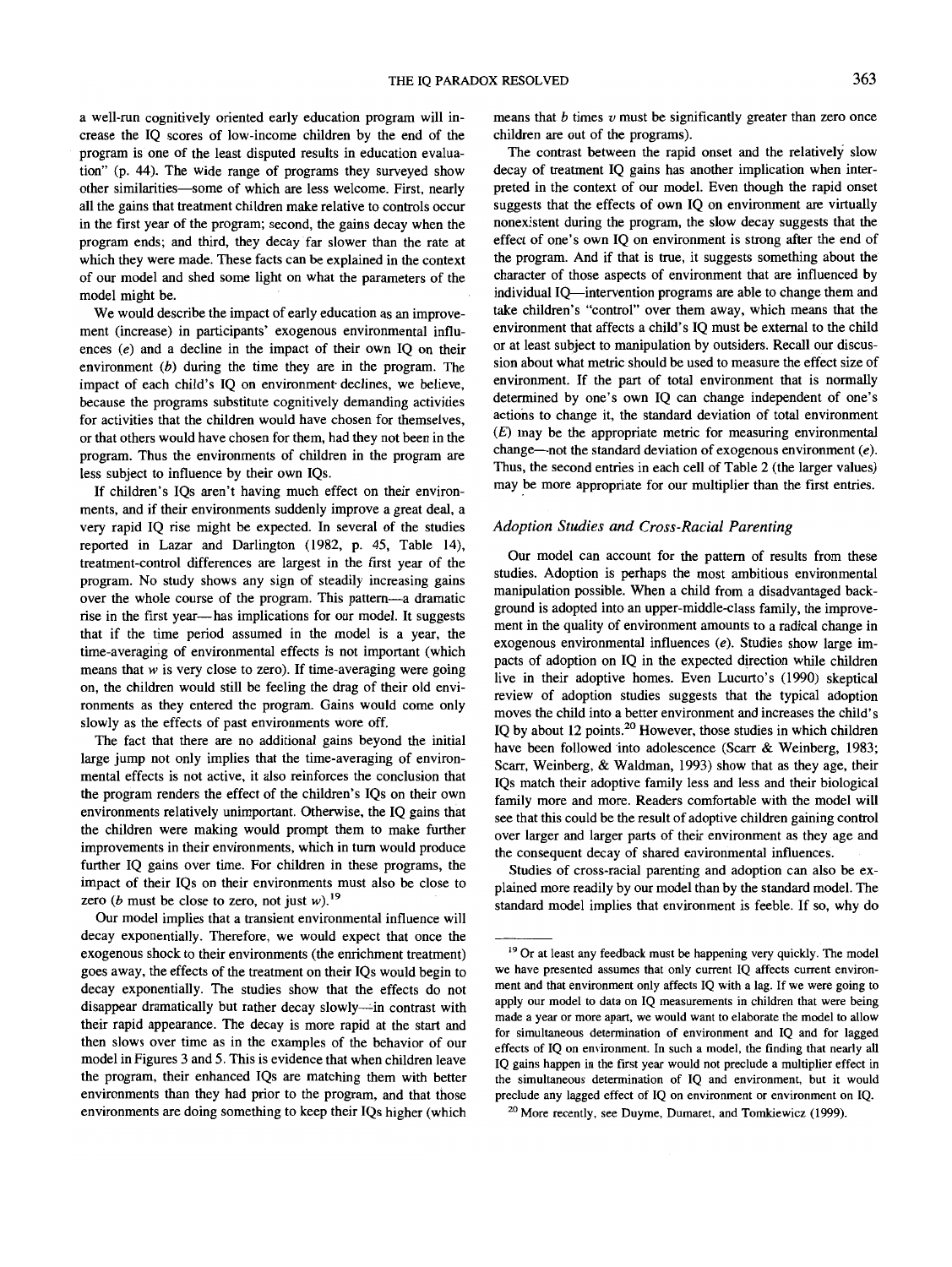a well-run cognitively oriented early education program will increase the IQ scores of low-income children by the end of the program is one of the least disputed results in education evaluation" (p. 44). The wide range of programs they surveyed show other similarities—some of which are less welcome. First, nearly all the gains that treatment children make relative to controls occur in the first year of the program; second, the gains decay when the program ends; and third, they decay far slower than the rate at which they were made. These facts can be explained in the context of our model and shed some light on what the parameters of the model might be.

We would describe the impact of early education as an improvement (increase) in participants' exogenous environmental influences ($e$) and a decline in the impact of their own IQ on their environment ($b$) during the time they are in the program. The impact of each child's IQ on environment declines, we believe, because the programs substitute cognitively demanding activities for activities that the children would have chosen for themselves, or that others would have chosen for them, had they not been in the program. Thus the environments of children in the program are less subject to influence by their own IQs.

If children's IQs aren't having much effect on their environments, and if their environments suddenly improve a great deal, a very rapid IQ rise might be expected. In several of the studies reported in Lazar and Darlington (1982, p. 45, Table 14), treatment-control differences are largest in the first year of the program. No study shows any sign of steadily increasing gains over the whole course of the program. This pattern—a dramatic rise in the first year—has implications for our model. It suggests that if the time period assumed in the model is a year, the time-averaging of environmental effects is not important (which means that $w$ is very close to zero). If time-averaging were going on, the children would still be feeling the drag of their old environments as they entered the program. Gains would come only slowly as the effects of past environments wore off.

The fact that there are no additional gains beyond the initial large jump not only implies that the time-averaging of environmental effects is not active, it also reinforces the conclusion that the program renders the effect of the children's IQs on their own environments relatively unimportant. Otherwise, the IQ gains that the children were making would prompt them to make further improvements in their environments, which in turn would produce further IQ gains over time. For children in these programs, the impact of their IQs on their environments must also be close to zero ($b$ must be close to zero, not just $w$).[19]

Our model implies that a transient environmental influence will decay exponentially. Therefore, we would expect that once the exogenous shock to their environments (the enrichment treatment) goes away, the effects of the treatment on their IQs would begin to decay exponentially. The studies show that the effects do not disappear dramatically but rather decay slowly—in contrast with their rapid appearance. The decay is more rapid at the start and then slows over time as in the examples of the behavior of our model in Figures 3 and 5. This is evidence that when children leave the program, their enhanced IQs are matching them with better environments than they had prior to the program, and that those environments are doing something to keep their IQs higher (which means that $b$ times $v$ must be significantly greater than zero once children are out of the programs).

The contrast between the rapid onset and the relatively slow decay of treatment IQ gains has another implication when interpreted in the context of our model. Even though the rapid onset suggests that the effects of own IQ on environment are virtually nonexistent during the program, the slow decay suggests that the effect of one's own IQ on environment is strong after the end of the program. And if that is true, it suggests something about the character of those aspects of environment that are influenced by individual IQ—intervention programs are able to change them and take children's "control" over them away, which means that the environment that affects a child's IQ must be external to the child or at least subject to manipulation by outsiders. Recall our discussion about what metric should be used to measure the effect size of environment. If the part of total environment that is normally determined by one's own IQ can change independent of one's actions to change it, the standard deviation of total environment ($E$) may be the appropriate metric for measuring environmental change—not the standard deviation of exogenous environment ($e$). Thus, the second entries in each cell of Table 2 (the larger values) may be more appropriate for our multiplier than the first entries.

### *Adoption Studies and Cross-Racial Parenting*

Our model can account for the pattern of results from these studies. Adoption is perhaps the most ambitious environmental manipulation possible. When a child from a disadvantaged background is adopted into an upper-middle-class family, the improvement in the quality of environment amounts to a radical change in exogenous environmental influences ($e$). Studies show large impacts of adoption on IQ in the expected direction while children live in their adoptive homes. Even Lucurto's (1990) skeptical review of adoption studies suggests that the typical adoption moves the child into a better environment and increases the child's IQ by about 12 points.[20] However, those studies in which children have been followed into adolescence (Scarr & Weinberg, 1983; Scarr, Weinberg, & Waldman, 1993) show that as they age, their IQs match their adoptive family less and less and their biological family more and more. Readers comfortable with the model will see that this could be the result of adoptive children gaining control over larger and larger parts of their environment as they age and the consequent decay of shared environmental influences.

Studies of cross-racial parenting and adoption can also be explained more readily by our model than by the standard model. The standard model implies that environment is feeble. If so, why do

---

[19] Or at least any feedback must be happening very quickly. The model we have presented assumes that only current IQ affects current environment and that environment only affects IQ with a lag. If we were going to apply our model to data on IQ measurements in children that were being made a year or more apart, we would want to elaborate the model to allow for simultaneous determination of environment and IQ and for lagged effects of IQ on environment. In such a model, the finding that nearly all IQ gains happen in the first year would not preclude a multiplier effect in the simultaneous determination of IQ and environment, but it would preclude any lagged effect of IQ on environment or environment on IQ.

[20] More recently, see Duyme, Dumaret, and Tomkiewicz (1999).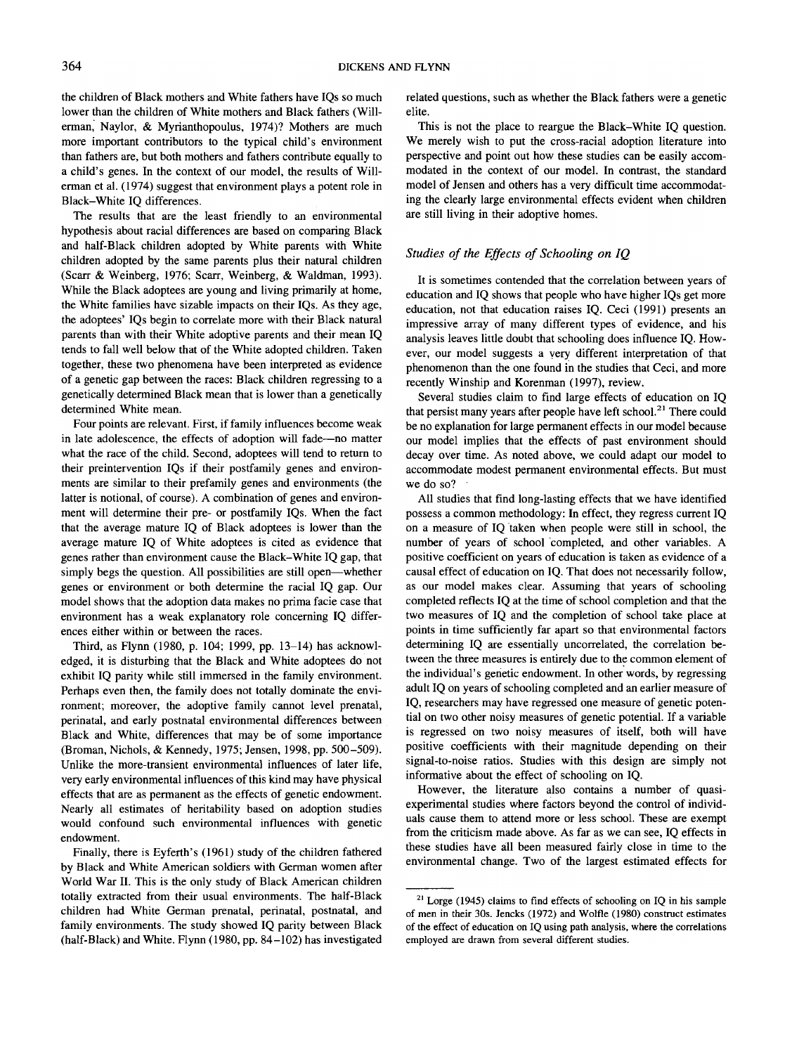the children of Black mothers and White fathers have IQs so much lower than the children of White mothers and Black fathers (Willerman, Naylor, & Myrianthopoulus, 1974)? Mothers are much more important contributors to the typical child's environment than fathers are, but both mothers and fathers contribute equally to a child's genes. In the context of our model, the results of Willerman et al. (1974) suggest that environment plays a potent role in Black–White IQ differences.

The results that are the least friendly to an environmental hypothesis about racial differences are based on comparing Black and half-Black children adopted by White parents with White children adopted by the same parents plus their natural children (Scarr & Weinberg, 1976; Scarr, Weinberg, & Waldman, 1993). While the Black adoptees are young and living primarily at home, the White families have sizable impacts on their IQs. As they age, the adoptees' IQs begin to correlate more with their Black natural parents than with their White adoptive parents and their mean IQ tends to fall well below that of the White adopted children. Taken together, these two phenomena have been interpreted as evidence of a genetic gap between the races: Black children regressing to a genetically determined Black mean that is lower than a genetically determined White mean.

Four points are relevant. First, if family influences become weak in late adolescence, the effects of adoption will fade—no matter what the race of the child. Second, adoptees will tend to return to their preintervention IQs if their postfamily genes and environments are similar to their prefamily genes and environments (the latter is notional, of course). A combination of genes and environment will determine their pre- or postfamily IQs. When the fact that the average mature IQ of Black adoptees is lower than the average mature IQ of White adoptees is cited as evidence that genes rather than environment cause the Black–White IQ gap, that simply begs the question. All possibilities are still open—whether genes or environment or both determine the racial IQ gap. Our model shows that the adoption data makes no prima facie case that environment has a weak explanatory role concerning IQ differences either within or between the races.

Third, as Flynn (1980, p. 104; 1999, pp. 13–14) has acknowledged, it is disturbing that the Black and White adoptees do not exhibit IQ parity while still immersed in the family environment. Perhaps even then, the family does not totally dominate the environment; moreover, the adoptive family cannot level prenatal, perinatal, and early postnatal environmental differences between Black and White, differences that may be of some importance (Broman, Nichols, & Kennedy, 1975; Jensen, 1998, pp. 500–509). Unlike the more-transient environmental influences of later life, very early environmental influences of this kind may have physical effects that are as permanent as the effects of genetic endowment. Nearly all estimates of heritability based on adoption studies would confound such environmental influences with genetic endowment.

Finally, there is Eyferth's (1961) study of the children fathered by Black and White American soldiers with German women after World War II. This is the only study of Black American children totally extracted from their usual environments. The half-Black children had White German prenatal, perinatal, postnatal, and family environments. The study showed IQ parity between Black (half-Black) and White. Flynn (1980, pp. 84–102) has investigated related questions, such as whether the Black fathers were a genetic elite.

This is not the place to reargue the Black–White IQ question. We merely wish to put the cross-racial adoption literature into perspective and point out how these studies can be easily accommodated in the context of our model. In contrast, the standard model of Jensen and others has a very difficult time accommodating the clearly large environmental effects evident when children are still living in their adoptive homes.

### *Studies of the Effects of Schooling on IQ*

It is sometimes contended that the correlation between years of education and IQ shows that people who have higher IQs get more education, not that education raises IQ. Ceci (1991) presents an impressive array of many different types of evidence, and his analysis leaves little doubt that schooling does influence IQ. However, our model suggests a very different interpretation of that phenomenon than the one found in the studies that Ceci, and more recently Winship and Korenman (1997), review.

Several studies claim to find large effects of education on IQ that persist many years after people have left school.[21] There could be no explanation for large permanent effects in our model because our model implies that the effects of past environment should decay over time. As noted above, we could adapt our model to accommodate modest permanent environmental effects. But must we do so?

All studies that find long-lasting effects that we have identified possess a common methodology: In effect, they regress current IQ on a measure of IQ taken when people were still in school, the number of years of school completed, and other variables. A positive coefficient on years of education is taken as evidence of a causal effect of education on IQ. That does not necessarily follow, as our model makes clear. Assuming that years of schooling completed reflects IQ at the time of school completion and that the two measures of IQ and the completion of school take place at points in time sufficiently far apart so that environmental factors determining IQ are essentially uncorrelated, the correlation between the three measures is entirely due to the common element of the individual's genetic endowment. In other words, by regressing adult IQ on years of schooling completed and an earlier measure of IQ, researchers may have regressed one measure of genetic potential on two other noisy measures of genetic potential. If a variable is regressed on two noisy measures of itself, both will have positive coefficients with their magnitude depending on their signal-to-noise ratios. Studies with this design are simply not informative about the effect of schooling on IQ.

However, the literature also contains a number of quasi-experimental studies where factors beyond the control of individuals cause them to attend more or less school. These are exempt from the criticism made above. As far as we can see, IQ effects in these studies have all been measured fairly close in time to the environmental change. Two of the largest estimated effects for

[21] Lorge (1945) claims to find effects of schooling on IQ in his sample of men in their 30s. Jencks (1972) and Wolfle (1980) construct estimates of the effect of education on IQ using path analysis, where the correlations employed are drawn from several different studies.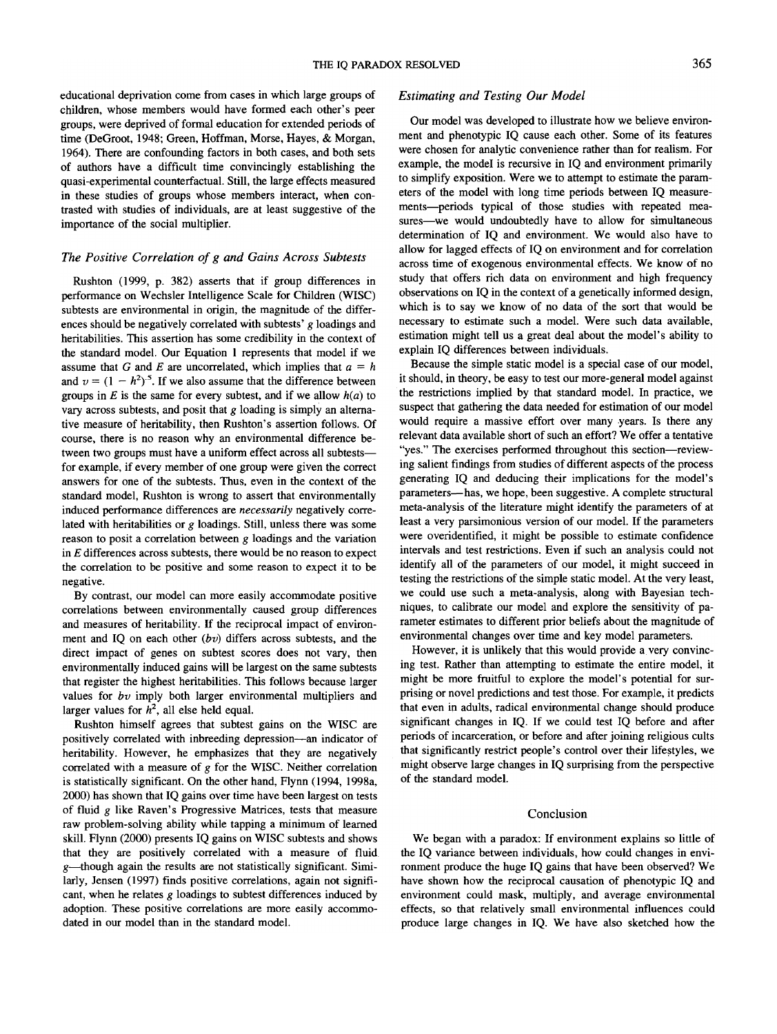educational deprivation come from cases in which large groups of children, whose members would have formed each other's peer groups, were deprived of formal education for extended periods of time (DeGroot, 1948; Green, Hoffman, Morse, Hayes, & Morgan, 1964). There are confounding factors in both cases, and both sets of authors have a difficult time convincingly establishing the quasi-experimental counterfactual. Still, the large effects measured in these studies of groups whose members interact, when contrasted with studies of individuals, are at least suggestive of the importance of the social multiplier.

### The Positive Correlation of g and Gains Across Subtests

Rushton (1999, p. 382) asserts that if group differences in performance on Wechsler Intelligence Scale for Children (WISC) subtests are environmental in origin, the magnitude of the differences should be negatively correlated with subtests' $g$ loadings and heritabilities. This assertion has some credibility in the context of the standard model. Our Equation 1 represents that model if we assume that $G$ and $E$ are uncorrelated, which implies that $a = h$ and $v = (1 - h^2)^{.5}$. If we also assume that the difference between groups in $E$ is the same for every subtest, and if we allow $h(a)$ to vary across subtests, and posit that $g$ loading is simply an alternative measure of heritability, then Rushton's assertion follows. Of course, there is no reason why an environmental difference between two groups must have a uniform effect across all subtests—for example, if every member of one group were given the correct answers for one of the subtests. Thus, even in the context of the standard model, Rushton is wrong to assert that environmentally induced performance differences are *necessarily* negatively correlated with heritabilities or $g$ loadings. Still, unless there was some reason to posit a correlation between $g$ loadings and the variation in $E$ differences across subtests, there would be no reason to expect the correlation to be positive and some reason to expect it to be negative.

By contrast, our model can more easily accommodate positive correlations between environmentally caused group differences and measures of heritability. If the reciprocal impact of environment and IQ on each other ($bv$) differs across subtests, and the direct impact of genes on subtest scores does not vary, then environmentally induced gains will be largest on the same subtests that register the highest heritabilities. This follows because larger values for $bv$ imply both larger environmental multipliers and larger values for $h^2$, all else held equal.

Rushton himself agrees that subtest gains on the WISC are positively correlated with inbreeding depression—an indicator of heritability. However, he emphasizes that they are negatively correlated with a measure of $g$ for the WISC. Neither correlation is statistically significant. On the other hand, Flynn (1994, 1998a, 2000) has shown that IQ gains over time have been largest on tests of fluid $g$ like Raven's Progressive Matrices, tests that measure raw problem-solving ability while tapping a minimum of learned skill. Flynn (2000) presents IQ gains on WISC subtests and shows that they are positively correlated with a measure of fluid $g$—though again the results are not statistically significant. Similarly, Jensen (1997) finds positive correlations, again not significant, when he relates $g$ loadings to subtest differences induced by adoption. These positive correlations are more easily accommodated in our model than in the standard model.

### Estimating and Testing Our Model

Our model was developed to illustrate how we believe environment and phenotypic IQ cause each other. Some of its features were chosen for analytic convenience rather than for realism. For example, the model is recursive in IQ and environment primarily to simplify exposition. Were we to attempt to estimate the parameters of the model with long time periods between IQ measurements—periods typical of those studies with repeated measures—we would undoubtedly have to allow for simultaneous determination of IQ and environment. We would also have to allow for lagged effects of IQ on environment and for correlation across time of exogenous environmental effects. We know of no study that offers rich data on environment and high frequency observations on IQ in the context of a genetically informed design, which is to say we know of no data of the sort that would be necessary to estimate such a model. Were such data available, estimation might tell us a great deal about the model's ability to explain IQ differences between individuals.

Because the simple static model is a special case of our model, it should, in theory, be easy to test our more-general model against the restrictions implied by that standard model. In practice, we suspect that gathering the data needed for estimation of our model would require a massive effort over many years. Is there any relevant data available short of such an effort? We offer a tentative "yes." The exercises performed throughout this section—reviewing salient findings from studies of different aspects of the process generating IQ and deducing their implications for the model's parameters—has, we hope, been suggestive. A complete structural meta-analysis of the literature might identify the parameters of at least a very parsimonious version of our model. If the parameters were overidentified, it might be possible to estimate confidence intervals and test restrictions. Even if such an analysis could not identify all of the parameters of our model, it might succeed in testing the restrictions of the simple static model. At the very least, we could use such a meta-analysis, along with Bayesian techniques, to calibrate our model and explore the sensitivity of parameter estimates to different prior beliefs about the magnitude of environmental changes over time and key model parameters.

However, it is unlikely that this would provide a very convincing test. Rather than attempting to estimate the entire model, it might be more fruitful to explore the model's potential for surprising or novel predictions and test those. For example, it predicts that even in adults, radical environmental change should produce significant changes in IQ. If we could test IQ before and after periods of incarceration, or before and after joining religious cults that significantly restrict people's control over their lifestyles, we might observe large changes in IQ surprising from the perspective of the standard model.

## Conclusion

We began with a paradox: If environment explains so little of the IQ variance between individuals, how could changes in environment produce the huge IQ gains that have been observed? We have shown how the reciprocal causation of phenotypic IQ and environment could mask, multiply, and average environmental effects, so that relatively small environmental influences could produce large changes in IQ. We have also sketched how the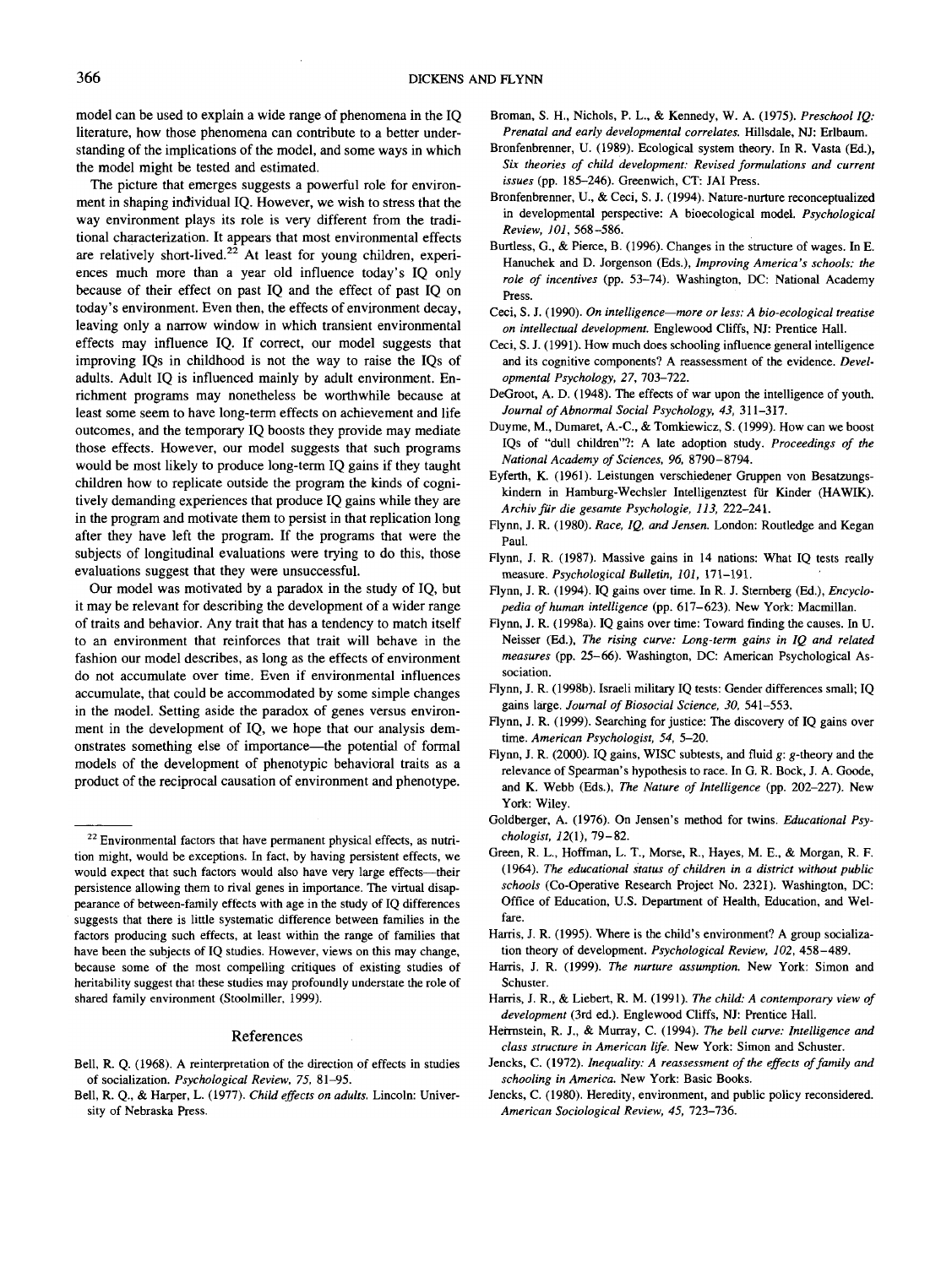model can be used to explain a wide range of phenomena in the IQ literature, how those phenomena can contribute to a better understanding of the implications of the model, and some ways in which the model might be tested and estimated.

The picture that emerges suggests a powerful role for environment in shaping individual IQ. However, we wish to stress that the way environment plays its role is very different from the traditional characterization. It appears that most environmental effects are relatively short-lived.[22] At least for young children, experiences much more than a year old influence today's IQ only because of their effect on past IQ and the effect of past IQ on today's environment. Even then, the effects of environment decay, leaving only a narrow window in which transient environmental effects may influence IQ. If correct, our model suggests that improving IQs in childhood is not the way to raise the IQs of adults. Adult IQ is influenced mainly by adult environment. Enrichment programs may nonetheless be worthwhile because at least some seem to have long-term effects on achievement and life outcomes, and the temporary IQ boosts they provide may mediate those effects. However, our model suggests that such programs would be most likely to produce long-term IQ gains if they taught children how to replicate outside the program the kinds of cognitively demanding experiences that produce IQ gains while they are in the program and motivate them to persist in that replication long after they have left the program. If the programs that were the subjects of longitudinal evaluations were trying to do this, those evaluations suggest that they were unsuccessful.

Our model was motivated by a paradox in the study of IQ, but it may be relevant for describing the development of a wider range of traits and behavior. Any trait that has a tendency to match itself to an environment that reinforces that trait will behave in the fashion our model describes, as long as the effects of environment do not accumulate over time. Even if environmental influences accumulate, that could be accommodated by some simple changes in the model. Setting aside the paradox of genes versus environment in the development of IQ, we hope that our analysis demonstrates something else of importance—the potential of formal models of the development of phenotypic behavioral traits as a product of the reciprocal causation of environment and phenotype.

[22] Environmental factors that have permanent physical effects, as nutrition might, would be exceptions. In fact, by having persistent effects, we would expect that such factors would also have very large effects—their persistence allowing them to rival genes in importance. The virtual disappearance of between-family effects with age in the study of IQ differences suggests that there is little systematic difference between families in the factors producing such effects, at least within the range of families that have been the subjects of IQ studies. However, views on this may change, because some of the most compelling critiques of existing studies of heritability suggest that these studies may profoundly understate the role of shared family environment (Stoolmiller, 1999).

## References

Bell, R. Q. (1968). A reinterpretation of the direction of effects in studies of socialization. *Psychological Review, 75,* 81–95.

Bell, R. Q., & Harper, L. (1977). *Child effects on adults.* Lincoln: University of Nebraska Press.

Broman, S. H., Nichols, P. L., & Kennedy, W. A. (1975). *Preschool IQ: Prenatal and early developmental correlates.* Hillsdale, NJ: Erlbaum.

Bronfenbrenner, U. (1989). Ecological system theory. In R. Vasta (Ed.), *Six theories of child development: Revised formulations and current issues* (pp. 185–246). Greenwich, CT: JAI Press.

Bronfenbrenner, U., & Ceci, S. J. (1994). Nature-nurture reconceptualized in developmental perspective: A bioecological model. *Psychological Review, 101,* 568–586.

Burtless, G., & Pierce, B. (1996). Changes in the structure of wages. In E. Hanuchek and D. Jorgenson (Eds.), *Improving America's schools: the role of incentives* (pp. 53–74). Washington, DC: National Academy Press.

Ceci, S. J. (1990). *On intelligence—more or less: A bio-ecological treatise on intellectual development.* Englewood Cliffs, NJ: Prentice Hall.

Ceci, S. J. (1991). How much does schooling influence general intelligence and its cognitive components? A reassessment of the evidence. *Developmental Psychology, 27,* 703–722.

DeGroot, A. D. (1948). The effects of war upon the intelligence of youth. *Journal of Abnormal Social Psychology, 43,* 311–317.

Duyme, M., Dumaret, A.-C., & Tomkiewicz, S. (1999). How can we boost IQs of "dull children"?: A late adoption study. *Proceedings of the National Academy of Sciences, 96,* 8790–8794.

Eyferth, K. (1961). Leistungen verschiedener Gruppen von Besatzungskindern in Hamburg-Wechsler Intelligenztest für Kinder (HAWIK). *Archiv für die gesamte Psychologie, 113,* 222–241.

Flynn, J. R. (1980). *Race, IQ, and Jensen.* London: Routledge and Kegan Paul.

Flynn, J. R. (1987). Massive gains in 14 nations: What IQ tests really measure. *Psychological Bulletin, 101,* 171–191.

Flynn, J. R. (1994). IQ gains over time. In R. J. Sternberg (Ed.), *Encyclopedia of human intelligence* (pp. 617–623). New York: Macmillan.

Flynn, J. R. (1998a). IQ gains over time: Toward finding the causes. In U. Neisser (Ed.), *The rising curve: Long-term gains in IQ and related measures* (pp. 25–66). Washington, DC: American Psychological Association.

Flynn, J. R. (1998b). Israeli military IQ tests: Gender differences small; IQ gains large. *Journal of Biosocial Science, 30,* 541–553.

Flynn, J. R. (1999). Searching for justice: The discovery of IQ gains over time. *American Psychologist, 54,* 5–20.

Flynn, J. R. (2000). IQ gains, WISC subtests, and fluid *g*: *g*-theory and the relevance of Spearman's hypothesis to race. In G. R. Bock, J. A. Goode, and K. Webb (Eds.), *The Nature of Intelligence* (pp. 202–227). New York: Wiley.

Goldberger, A. (1976). On Jensen's method for twins. *Educational Psychologist, 12*(1), 79–82.

Green, R. L., Hoffman, L. T., Morse, R., Hayes, M. E., & Morgan, R. F. (1964). *The educational status of children in a district without public schools* (Co-Operative Research Project No. 2321). Washington, DC: Office of Education, U.S. Department of Health, Education, and Welfare.

Harris, J. R. (1995). Where is the child's environment? A group socialization theory of development. *Psychological Review, 102,* 458–489.

Harris, J. R. (1999). *The nurture assumption.* New York: Simon and Schuster.

Harris, J. R., & Liebert, R. M. (1991). *The child: A contemporary view of development* (3rd ed.). Englewood Cliffs, NJ: Prentice Hall.

Herrnstein, R. J., & Murray, C. (1994). *The bell curve: Intelligence and class structure in American life.* New York: Simon and Schuster.

Jencks, C. (1972). *Inequality: A reassessment of the effects of family and schooling in America.* New York: Basic Books.

Jencks, C. (1980). Heredity, environment, and public policy reconsidered. *American Sociological Review, 45,* 723–736.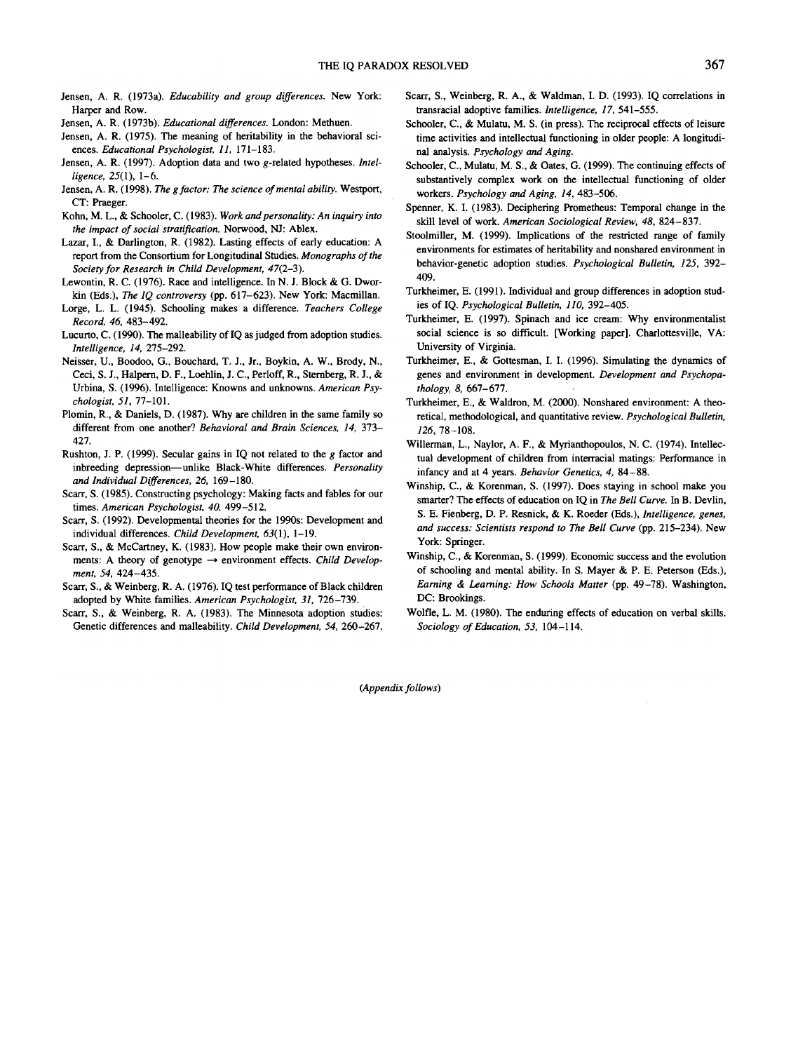Jensen, A. R. (1973a). *Educability and group differences*. New York: Harper and Row.

Jensen, A. R. (1973b). *Educational differences*. London: Methuen.

Jensen, A. R. (1975). The meaning of heritability in the behavioral sciences. *Educational Psychologist, 11,* 171–183.

Jensen, A. R. (1997). Adoption data and two g-related hypotheses. *Intelligence, 25*(1), 1–6.

Jensen, A. R. (1998). *The g factor: The science of mental ability*. Westport, CT: Praeger.

Kohn, M. L., & Schooler, C. (1983). *Work and personality: An inquiry into the impact of social stratification*. Norwood, NJ: Ablex.

Lazar, I., & Darlington, R. (1982). Lasting effects of early education: A report from the Consortium for Longitudinal Studies. *Monographs of the Society for Research in Child Development, 47*(2–3).

Lewontin, R. C. (1976). Race and intelligence. In N. J. Block & G. Dworkin (Eds.), *The IQ controversy* (pp. 617–623). New York: Macmillan.

Lorge, L. L. (1945). Schooling makes a difference. *Teachers College Record, 46,* 483–492.

Lucurto, C. (1990). The malleability of IQ as judged from adoption studies. *Intelligence, 14,* 275–292.

Neisser, U., Boodoo, G., Bouchard, T. J., Jr., Boykin, A. W., Brody, N., Ceci, S. J., Halpern, D. F., Loehlin, J. C., Perloff, R., Sternberg, R. J., & Urbina, S. (1996). Intelligence: Knowns and unknowns. *American Psychologist, 51,* 77–101.

Plomin, R., & Daniels, D. (1987). Why are children in the same family so different from one another? *Behavioral and Brain Sciences, 14,* 373–427.

Rushton, J. P. (1999). Secular gains in IQ not related to the g factor and inbreeding depression—unlike Black-White differences. *Personality and Individual Differences, 26,* 169–180.

Scarr, S. (1985). Constructing psychology: Making facts and fables for our times. *American Psychologist, 40,* 499–512.

Scarr, S. (1992). Developmental theories for the 1990s: Development and individual differences. *Child Development, 63*(1), 1–19.

Scarr, S., & McCartney, K. (1983). How people make their own environments: A theory of genotype → environment effects. *Child Development, 54,* 424–435.

Scarr, S., & Weinberg, R. A. (1976). IQ test performance of Black children adopted by White families. *American Psychologist, 31,* 726–739.

Scarr, S., & Weinberg, R. A. (1983). The Minnesota adoption studies: Genetic differences and malleability. *Child Development, 54,* 260–267.

Scarr, S., Weinberg, R. A., & Waldman, I. D. (1993). IQ correlations in transracial adoptive families. *Intelligence, 17,* 541–555.

Schooler, C., & Mulatu, M. S. (in press). The reciprocal effects of leisure time activities and intellectual functioning in older people: A longitudinal analysis. *Psychology and Aging*.

Schooler, C., Mulatu, M. S., & Oates, G. (1999). The continuing effects of substantively complex work on the intellectual functioning of older workers. *Psychology and Aging, 14,* 483–506.

Spenner, K. I. (1983). Deciphering Prometheus: Temporal change in the skill level of work. *American Sociological Review, 48,* 824–837.

Stoolmiller, M. (1999). Implications of the restricted range of family environments for estimates of heritability and nonshared environment in behavior-genetic adoption studies. *Psychological Bulletin, 125,* 392–409.

Turkheimer, E. (1991). Individual and group differences in adoption studies of IQ. *Psychological Bulletin, 110,* 392–405.

Turkheimer, E. (1997). Spinach and ice cream: Why environmentalist social science is so difficult. [Working paper]. Charlottesville, VA: University of Virginia.

Turkheimer, E., & Gottesman, I. I. (1996). Simulating the dynamics of genes and environment in development. *Development and Psychopathology, 8,* 667–677.

Turkheimer, E., & Waldron, M. (2000). Nonshared environment: A theoretical, methodological, and quantitative review. *Psychological Bulletin, 126,* 78–108.

Willerman, L., Naylor, A. F., & Myrianthopoulos, N. C. (1974). Intellectual development of children from interracial matings: Performance in infancy and at 4 years. *Behavior Genetics, 4,* 84–88.

Winship, C., & Korenman, S. (1997). Does staying in school make you smarter? The effects of education on IQ in *The Bell Curve*. In B. Devlin, S. E. Fienberg, D. P. Resnick, & K. Roeder (Eds.), *Intelligence, genes, and success: Scientists respond to The Bell Curve* (pp. 215–234). New York: Springer.

Winship, C., & Korenman, S. (1999). Economic success and the evolution of schooling and mental ability. In S. Mayer & P. E. Peterson (Eds.), *Earning & Learning: How Schools Matter* (pp. 49–78). Washington, DC: Brookings.

Wolfle, L. M. (1980). The enduring effects of education on verbal skills. *Sociology of Education, 53,* 104–114.

*(Appendix follows)*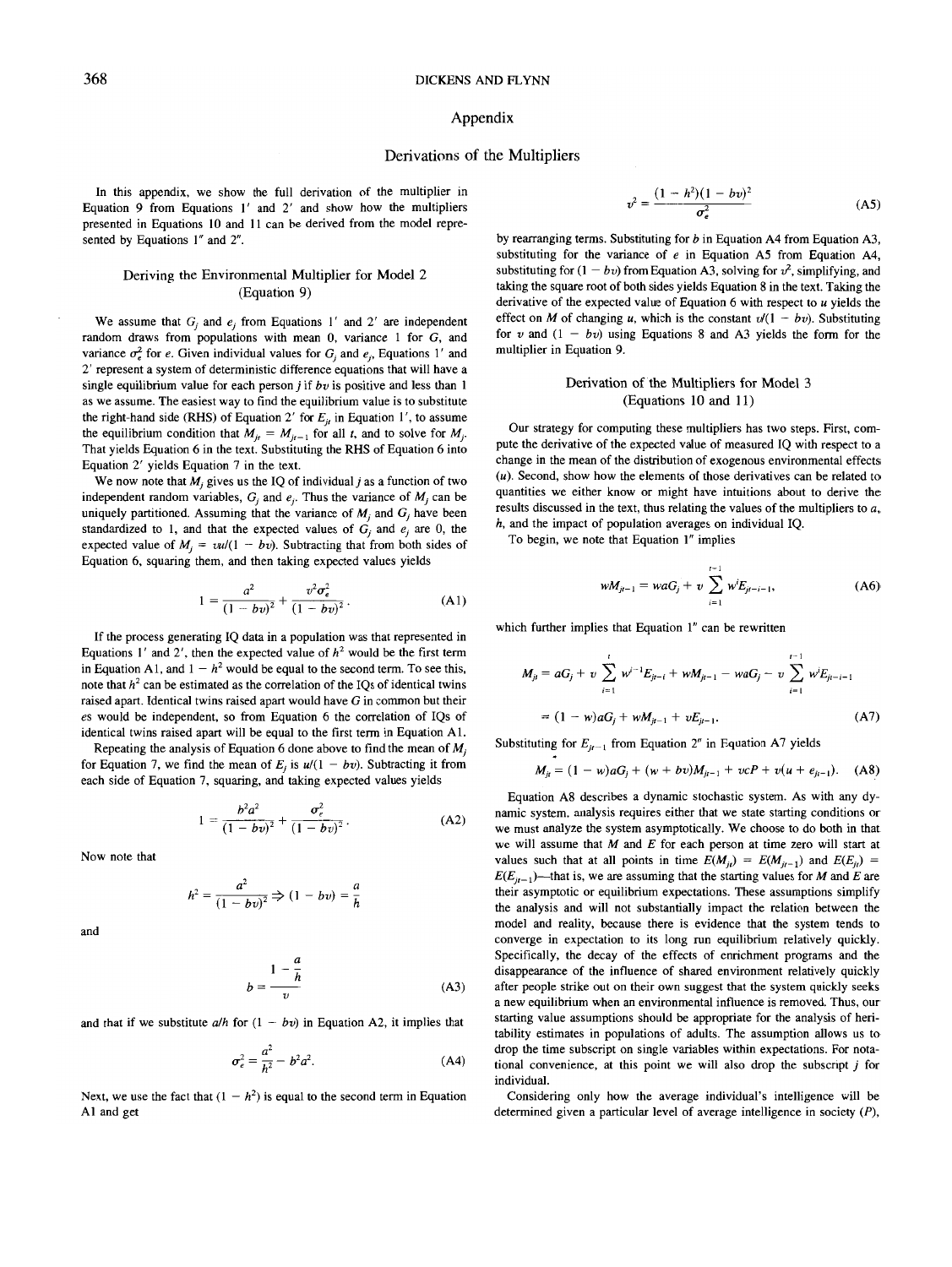# Appendix

## Derivations of the Multipliers

In this appendix, we show the full derivation of the multiplier in Equation 9 from Equations 1′ and 2′ and show how the multipliers presented in Equations 10 and 11 can be derived from the model represented by Equations 1″ and 2″.

### Deriving the Environmental Multiplier for Model 2 (Equation 9)

We assume that $G_j$ and $e_j$ from Equations 1′ and 2′ are independent random draws from populations with mean 0, variance 1 for $G$, and variance $\sigma_e^2$ for $e$. Given individual values for $G_j$ and $e_j$, Equations 1′ and 2′ represent a system of deterministic difference equations that will have a single equilibrium value for each person $j$ if $bv$ is positive and less than 1 as we assume. The easiest way to find the equilibrium value is to substitute the right-hand side (RHS) of Equation 2′ for $E_{jt}$ in Equation 1′, to assume the equilibrium condition that $M_{jt} = M_{jt-1}$ for all $t$, and to solve for $M_j$. That yields Equation 6 in the text. Substituting the RHS of Equation 6 into Equation 2′ yields Equation 7 in the text.

We now note that $M_j$ gives us the IQ of individual $j$ as a function of two independent random variables, $G_j$ and $e_j$. Thus the variance of $M_j$ can be uniquely partitioned. Assuming that the variance of $M_j$ and $G_j$ have been standardized to 1, and that the expected values of $G_j$ and $e_j$ are 0, the expected value of $M_j = vu/(1 - bv)$. Subtracting that from both sides of Equation 6, squaring them, and then taking expected values yields

$$1 = \frac{a^2}{(1 - bv)^2} + \frac{v^2\sigma_e^2}{(1 - bv)^2}. \tag{A1}$$

If the process generating IQ data in a population was that represented in Equations 1′ and 2′, then the expected value of $h^2$ would be the first term in Equation A1, and $1 - h^2$ would be equal to the second term. To see this, note that $h^2$ can be estimated as the correlation of the IQs of identical twins raised apart. Identical twins raised apart would have $G$ in common but their $e$s would be independent, so from Equation 6 the correlation of IQs of identical twins raised apart will be equal to the first term in Equation A1.

Repeating the analysis of Equation 6 done above to find the mean of $M_j$ for Equation 7, we find the mean of $E_j$ is $u/(1 - bv)$. Subtracting it from each side of Equation 7, squaring, and taking expected values yields

$$1 = \frac{b^2a^2}{(1 - bv)^2} + \frac{\sigma_e^2}{(1 - bv)^2}. \tag{A2}$$

Now note that

$$h^2 = \frac{a^2}{(1 - bv)^2} \Rightarrow (1 - bv) = \frac{a}{h}$$

and

$$b = \frac{1 - \frac{a}{h}}{v} \tag{A3}$$

and that if we substitute $a/h$ for $(1 - bv)$ in Equation A2, it implies that

$$\sigma_e^2 = \frac{a^2}{h^2} - b^2a^2. \tag{A4}$$

Next, we use the fact that $(1 - h^2)$ is equal to the second term in Equation A1 and get

$$v^2 = \frac{(1 - h^2)(1 - bv)^2}{\sigma_e^2} \tag{A5}$$

by rearranging terms. Substituting for $b$ in Equation A4 from Equation A3, substituting for the variance of $e$ in Equation A5 from Equation A4, substituting for $(1 - bv)$ from Equation A3, solving for $v^2$, simplifying, and taking the square root of both sides yields Equation 8 in the text. Taking the derivative of the expected value of Equation 6 with respect to $u$ yields the effect on $M$ of changing $u$, which is the constant $v/(1 - bv)$. Substituting for $v$ and $(1 - bv)$ using Equations 8 and A3 yields the form for the multiplier in Equation 9.

### Derivation of the Multipliers for Model 3 (Equations 10 and 11)

Our strategy for computing these multipliers has two steps. First, compute the derivative of the expected value of measured IQ with respect to a change in the mean of the distribution of exogenous environmental effects ($u$). Second, show how the elements of those derivatives can be related to quantities we either know or might have intuitions about to derive the results discussed in the text, thus relating the values of the multipliers to $a$, $h$, and the impact of population averages on individual IQ.

To begin, we note that Equation 1″ implies

$$wM_{jt-1} = waG_j + v\sum_{i=1}^{t-1} w^iE_{jt-i-1}, \tag{A6}$$

which further implies that Equation 1″ can be rewritten

$$M_{jt} = aG_j + v\sum_{i=1}^{t} w^{i-1}E_{jt-i} + wM_{jt-1} - waG_j - v\sum_{i=1}^{t-1} w^iE_{jt-i-1}$$

$$= (1 - w)aG_j + wM_{jt-1} + vE_{jt-1}. \tag{A7}$$

Substituting for $E_{jt-1}$ from Equation 2″ in Equation A7 yields

$$M_{jt} = (1 - w)aG_j + (w + bv)M_{jt-1} + vcP + v(u + e_{jt-1}). \tag{A8}$$

Equation A8 describes a dynamic stochastic system. As with any dynamic system, analysis requires either that we state starting conditions or we must analyze the system asymptotically. We choose to do both in that we will assume that $M$ and $E$ for each person at time zero will start at values such that at all points in time $E(M_{jt}) = E(M_{jt-1})$ and $E(E_{jt}) = E(E_{jt-1})$—that is, we are assuming that the starting values for $M$ and $E$ are their asymptotic or equilibrium expectations. These assumptions simplify the analysis and will not substantially impact the relation between the model and reality, because there is evidence that the system tends to converge in expectation to its long run equilibrium relatively quickly. Specifically, the decay of the effects of enrichment programs and the disappearance of the influence of shared environment relatively quickly after people strike out on their own suggest that the system quickly seeks a new equilibrium when an environmental influence is removed. Thus, our starting value assumptions should be appropriate for the analysis of heritability estimates in populations of adults. The assumption allows us to drop the time subscript on single variables within expectations. For notational convenience, at this point we will also drop the subscript $j$ for individual.

Considering only how the average individual's intelligence will be determined given a particular level of average intelligence in society ($P$),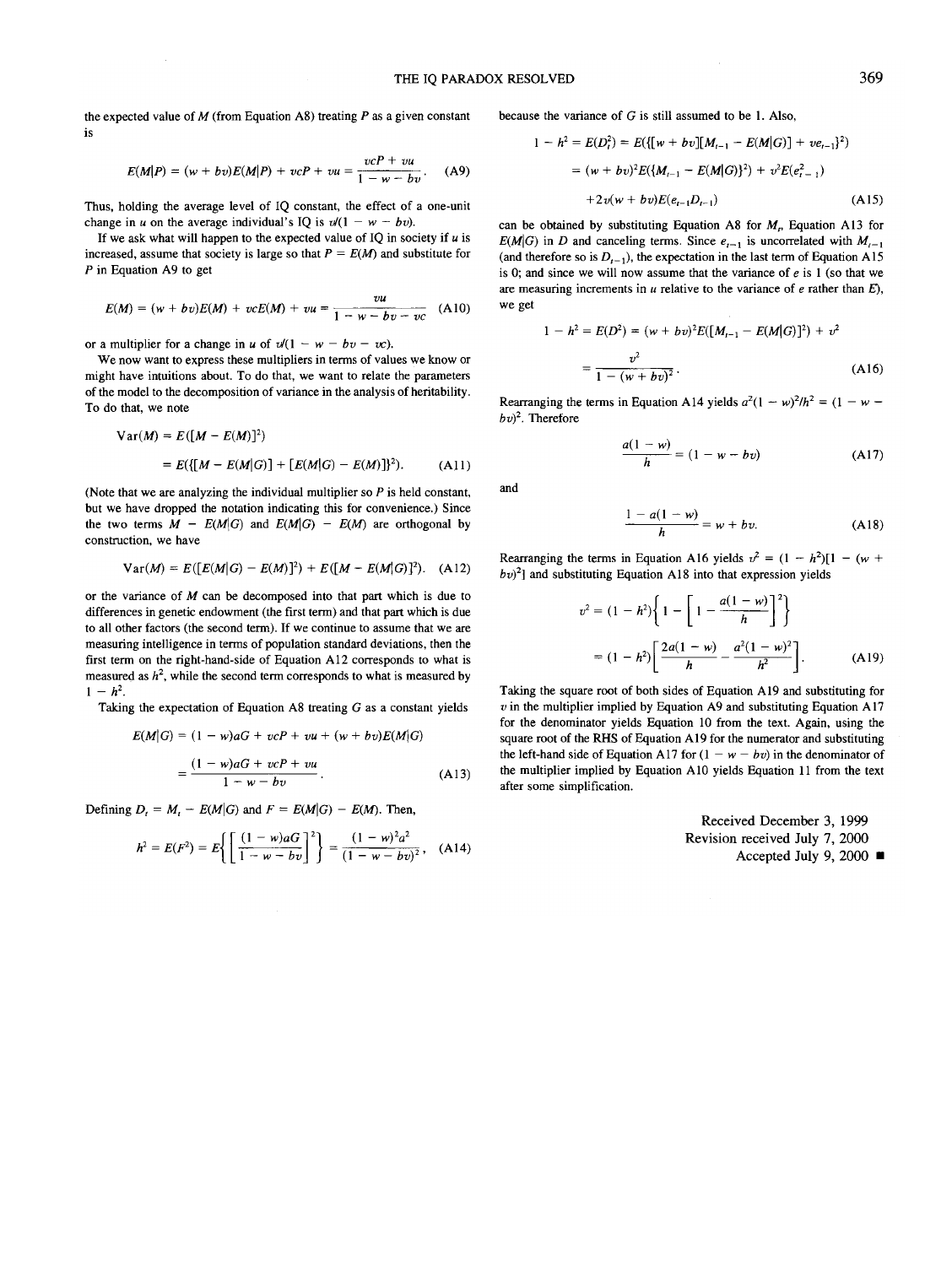the expected value of $M$ (from Equation A8) treating $P$ as a given constant is

$$E(M|P) = (w + bv)E(M|P) + vcP + vu = \frac{vcP + vu}{1 - w - bv}. \quad \text{(A9)}$$

Thus, holding the average level of IQ constant, the effect of a one-unit change in $u$ on the average individual's IQ is $v/(1 - w - bv)$.

If we ask what will happen to the expected value of IQ in society if $u$ is increased, assume that society is large so that $P = E(M)$ and substitute for $P$ in Equation A9 to get

$$E(M) = (w + bv)E(M) + vcE(M) + vu = \frac{vu}{1 - w - bv - vc} \quad \text{(A10)}$$

or a multiplier for a change in $u$ of $v/(1 - w - bv - vc)$.

We now want to express these multipliers in terms of values we know or might have intuitions about. To do that, we want to relate the parameters of the model to the decomposition of variance in the analysis of heritability. To do that, we note

$$\begin{aligned} \text{Var}(M) &= E([M - E(M)]^2) \\ &= E(\{[M - E(M|G)] + [E(M|G) - E(M)]\}^2). \end{aligned} \quad \text{(A11)}$$

(Note that we are analyzing the individual multiplier so $P$ is held constant, but we have dropped the notation indicating this for convenience.) Since the two terms $M - E(M|G)$ and $E(M|G) - E(M)$ are orthogonal by construction, we have

$$\text{Var}(M) = E([E(M|G) - E(M)]^2) + E([M - E(M|G)]^2). \quad \text{(A12)}$$

or the variance of $M$ can be decomposed into that part which is due to differences in genetic endowment (the first term) and that part which is due to all other factors (the second term). If we continue to assume that we are measuring intelligence in terms of population standard deviations, then the first term on the right-hand-side of Equation A12 corresponds to what is measured as $h^2$, while the second term corresponds to what is measured by $1 - h^2$.

Taking the expectation of Equation A8 treating $G$ as a constant yields

$$\begin{aligned} E(M|G) &= (1 - w)aG + vcP + vu + (w + bv)E(M|G) \\ &= \frac{(1 - w)aG + vcP + vu}{1 - w - bv}. \end{aligned} \quad \text{(A13)}$$

Defining $D_t = M_t - E(M|G)$ and $F = E(M|G) - E(M)$. Then,

$$h^2 = E(F^2) = E\left\{\left[\frac{(1 - w)aG}{1 - w - bv}\right]^2\right\} = \frac{(1 - w)^2a^2}{(1 - w - bv)^2}, \quad \text{(A14)}$$

because the variance of $G$ is still assumed to be 1. Also,

$$\begin{aligned} 1 - h^2 = E(D_t^2) &= E(\{[w + bv][M_{t-1} - E(M|G)] + ve_{t-1}\}^2) \\ &= (w + bv)^2E(\{M_{t-1} - E(M|G)\}^2) + v^2E(e_{t-1}^2) \\ &\quad + 2v(w + bv)E(e_{t-1}D_{t-1}) \end{aligned} \quad \text{(A15)}$$

can be obtained by substituting Equation A8 for $M_t$, Equation A13 for $E(M|G)$ in $D$ and canceling terms. Since $e_{t-1}$ is uncorrelated with $M_{t-1}$ (and therefore so is $D_{t-1}$), the expectation in the last term of Equation A15 is 0; and since we will now assume that the variance of $e$ is 1 (so that we are measuring increments in $u$ relative to the variance of $e$ rather than $E$), we get

$$\begin{aligned} 1 - h^2 = E(D^2) &= (w + bv)^2E([M_{t-1} - E(M|G)]^2) + v^2 \\ &= \frac{v^2}{1 - (w + bv)^2}. \end{aligned} \quad \text{(A16)}$$

Rearranging the terms in Equation A14 yields $a^2(1 - w)^2/h^2 = (1 - w - bv)^2$. Therefore

$$\frac{a(1 - w)}{h} = (1 - w - bv) \quad \text{(A17)}$$

and

$$\frac{1 - a(1 - w)}{h} = w + bv. \quad \text{(A18)}$$

Rearranging the terms in Equation A16 yields $v^2 = (1 - h^2)[1 - (w + bv)^2]$ and substituting Equation A18 into that expression yields

$$\begin{aligned} v^2 &= (1 - h^2)\left\{1 - \left[1 - \frac{a(1 - w)}{h}\right]^2\right\} \\ &= (1 - h^2)\left[\frac{2a(1 - w)}{h} - \frac{a^2(1 - w)^2}{h^2}\right]. \end{aligned} \quad \text{(A19)}$$

Taking the square root of both sides of Equation A19 and substituting for $v$ in the multiplier implied by Equation A9 and substituting Equation A17 for the denominator yields Equation 10 from the text. Again, using the square root of the RHS of Equation A19 for the numerator and substituting the left-hand side of Equation A17 for $(1 - w - bv)$ in the denominator of the multiplier implied by Equation A10 yields Equation 11 from the text after some simplification.

Received December 3, 1999
Revision received July 7, 2000
Accepted July 9, 2000 ■